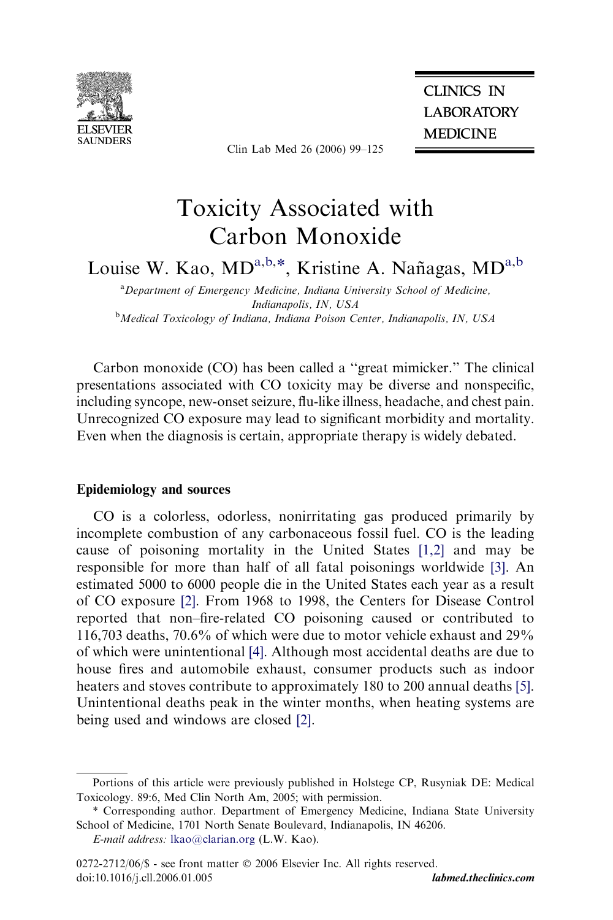# Toxicity Associated with Carbon Monoxide

Louise W. Kao, MD[a,b,*], Kristine A. Nañagas, MD[a,b]

[a]Department of Emergency Medicine, Indiana University School of Medicine, Indianapolis, IN, USA

[b]Medical Toxicology of Indiana, Indiana Poison Center, Indianapolis, IN, USA

Carbon monoxide (CO) has been called a "great mimicker." The clinical presentations associated with CO toxicity may be diverse and nonspecific, including syncope, new-onset seizure, flu-like illness, headache, and chest pain. Unrecognized CO exposure may lead to significant morbidity and mortality. Even when the diagnosis is certain, appropriate therapy is widely debated.

## Epidemiology and sources

CO is a colorless, odorless, nonirritating gas produced primarily by incomplete combustion of any carbonaceous fossil fuel. CO is the leading cause of poisoning mortality in the United States [1,2] and may be responsible for more than half of all fatal poisonings worldwide [3]. An estimated 5000 to 6000 people die in the United States each year as a result of CO exposure [2]. From 1968 to 1998, the Centers for Disease Control reported that non–fire-related CO poisoning caused or contributed to 116,703 deaths, 70.6% of which were due to motor vehicle exhaust and 29% of which were unintentional [4]. Although most accidental deaths are due to house fires and automobile exhaust, consumer products such as indoor heaters and stoves contribute to approximately 180 to 200 annual deaths [5]. Unintentional deaths peak in the winter months, when heating systems are being used and windows are closed [2].

---

Portions of this article were previously published in Holstege CP, Rusyniak DE: Medical Toxicology. 89:6, Med Clin North Am, 2005; with permission.

\* Corresponding author. Department of Emergency Medicine, Indiana State University School of Medicine, 1701 North Senate Boulevard, Indianapolis, IN 46206.

*E-mail address:* lkao@clarian.org (L.W. Kao).

0272-2712/06/$ - see front matter © 2006 Elsevier Inc. All rights reserved.
doi:10.1016/j.cll.2006.01.005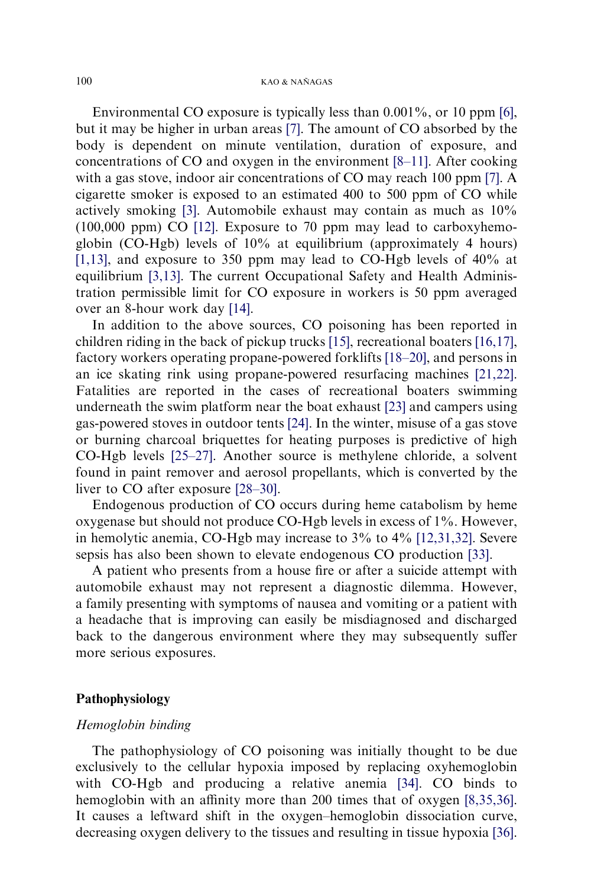Environmental CO exposure is typically less than 0.001%, or 10 ppm [6], but it may be higher in urban areas [7]. The amount of CO absorbed by the body is dependent on minute ventilation, duration of exposure, and concentrations of CO and oxygen in the environment [8–11]. After cooking with a gas stove, indoor air concentrations of CO may reach 100 ppm [7]. A cigarette smoker is exposed to an estimated 400 to 500 ppm of CO while actively smoking [3]. Automobile exhaust may contain as much as 10% (100,000 ppm) CO [12]. Exposure to 70 ppm may lead to carboxyhemoglobin (CO-Hgb) levels of 10% at equilibrium (approximately 4 hours) [1,13], and exposure to 350 ppm may lead to CO-Hgb levels of 40% at equilibrium [3,13]. The current Occupational Safety and Health Administration permissible limit for CO exposure in workers is 50 ppm averaged over an 8-hour work day [14].

In addition to the above sources, CO poisoning has been reported in children riding in the back of pickup trucks [15], recreational boaters [16,17], factory workers operating propane-powered forklifts [18–20], and persons in an ice skating rink using propane-powered resurfacing machines [21,22]. Fatalities are reported in the cases of recreational boaters swimming underneath the swim platform near the boat exhaust [23] and campers using gas-powered stoves in outdoor tents [24]. In the winter, misuse of a gas stove or burning charcoal briquettes for heating purposes is predictive of high CO-Hgb levels [25–27]. Another source is methylene chloride, a solvent found in paint remover and aerosol propellants, which is converted by the liver to CO after exposure [28–30].

Endogenous production of CO occurs during heme catabolism by heme oxygenase but should not produce CO-Hgb levels in excess of 1%. However, in hemolytic anemia, CO-Hgb may increase to 3% to 4% [12,31,32]. Severe sepsis has also been shown to elevate endogenous CO production [33].

A patient who presents from a house fire or after a suicide attempt with automobile exhaust may not represent a diagnostic dilemma. However, a family presenting with symptoms of nausea and vomiting or a patient with a headache that is improving can easily be misdiagnosed and discharged back to the dangerous environment where they may subsequently suffer more serious exposures.

## Pathophysiology

### *Hemoglobin binding*

The pathophysiology of CO poisoning was initially thought to be due exclusively to the cellular hypoxia imposed by replacing oxyhemoglobin with CO-Hgb and producing a relative anemia [34]. CO binds to hemoglobin with an affinity more than 200 times that of oxygen [8,35,36]. It causes a leftward shift in the oxygen–hemoglobin dissociation curve, decreasing oxygen delivery to the tissues and resulting in tissue hypoxia [36].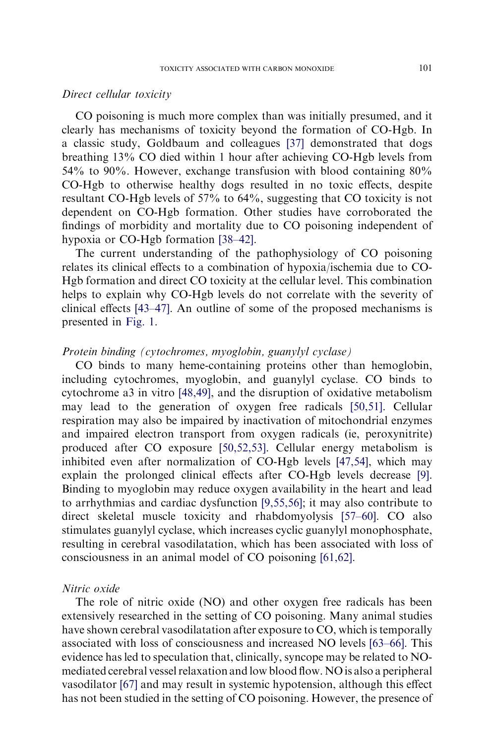*Direct cellular toxicity*

CO poisoning is much more complex than was initially presumed, and it clearly has mechanisms of toxicity beyond the formation of CO-Hgb. In a classic study, Goldbaum and colleagues [37] demonstrated that dogs breathing 13% CO died within 1 hour after achieving CO-Hgb levels from 54% to 90%. However, exchange transfusion with blood containing 80% CO-Hgb to otherwise healthy dogs resulted in no toxic effects, despite resultant CO-Hgb levels of 57% to 64%, suggesting that CO toxicity is not dependent on CO-Hgb formation. Other studies have corroborated the findings of morbidity and mortality due to CO poisoning independent of hypoxia or CO-Hgb formation [38–42].

The current understanding of the pathophysiology of CO poisoning relates its clinical effects to a combination of hypoxia/ischemia due to CO-Hgb formation and direct CO toxicity at the cellular level. This combination helps to explain why CO-Hgb levels do not correlate with the severity of clinical effects [43–47]. An outline of some of the proposed mechanisms is presented in Fig. 1.

*Protein binding (cytochromes, myoglobin, guanylyl cyclase)*

CO binds to many heme-containing proteins other than hemoglobin, including cytochromes, myoglobin, and guanylyl cyclase. CO binds to cytochrome a3 in vitro [48,49], and the disruption of oxidative metabolism may lead to the generation of oxygen free radicals [50,51]. Cellular respiration may also be impaired by inactivation of mitochondrial enzymes and impaired electron transport from oxygen radicals (ie, peroxynitrite) produced after CO exposure [50,52,53]. Cellular energy metabolism is inhibited even after normalization of CO-Hgb levels [47,54], which may explain the prolonged clinical effects after CO-Hgb levels decrease [9]. Binding to myoglobin may reduce oxygen availability in the heart and lead to arrhythmias and cardiac dysfunction [9,55,56]; it may also contribute to direct skeletal muscle toxicity and rhabdomyolysis [57–60]. CO also stimulates guanylyl cyclase, which increases cyclic guanylyl monophosphate, resulting in cerebral vasodilatation, which has been associated with loss of consciousness in an animal model of CO poisoning [61,62].

*Nitric oxide*

The role of nitric oxide (NO) and other oxygen free radicals has been extensively researched in the setting of CO poisoning. Many animal studies have shown cerebral vasodilatation after exposure to CO, which is temporally associated with loss of consciousness and increased NO levels [63–66]. This evidence has led to speculation that, clinically, syncope may be related to NO-mediated cerebral vessel relaxation and low blood flow. NO is also a peripheral vasodilator [67] and may result in systemic hypotension, although this effect has not been studied in the setting of CO poisoning. However, the presence of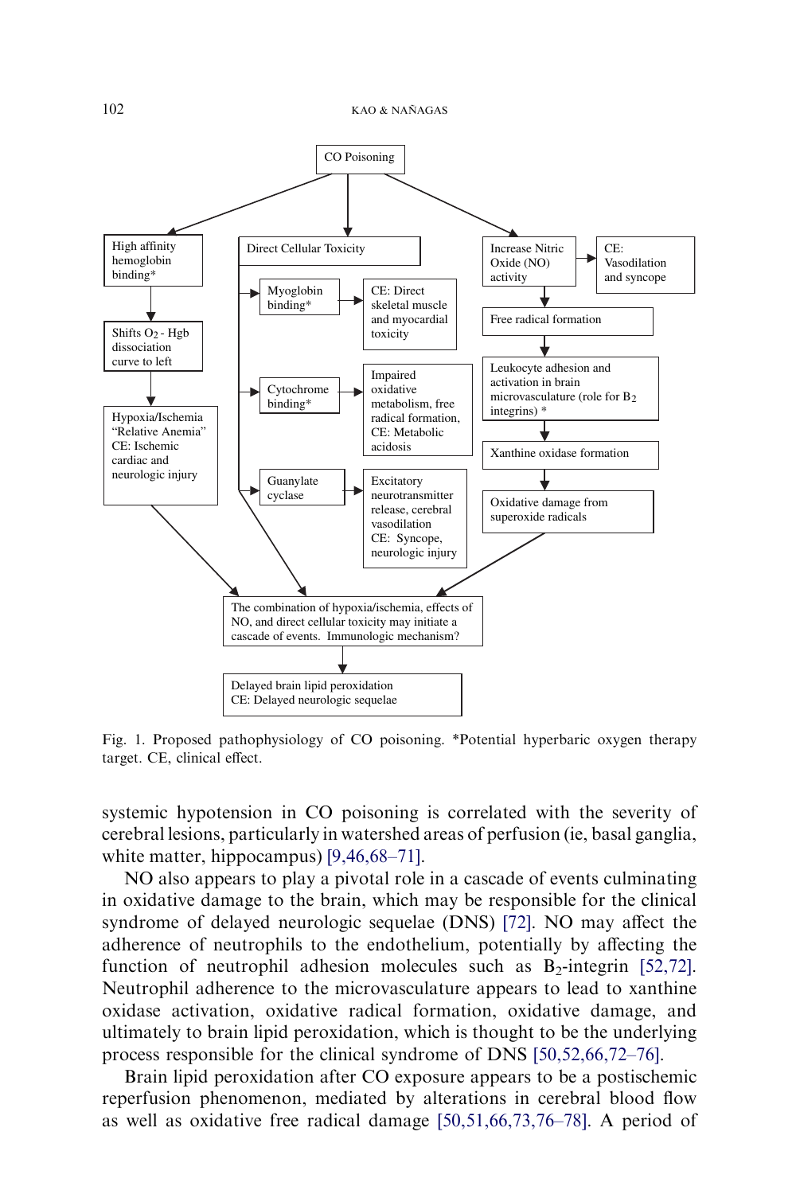CO Poisoning

- High affinity hemoglobin binding*
  - Shifts $O_2$ - Hgb dissociation curve to left
    - Hypoxia/Ischemia "Relative Anemia" CE: Ischemic cardiac and neurologic injury
- Direct Cellular Toxicity
  - Myoglobin binding* → CE: Direct skeletal muscle and myocardial toxicity
  - Cytochrome binding* → Impaired oxidative metabolism, free radical formation, CE: Metabolic acidosis
  - Guanylate cyclase → Excitatory neurotransmitter release, cerebral vasodilation CE: Syncope, neurologic injury
- Increase Nitric Oxide (NO) activity → CE: Vasodilation and syncope
  - Free radical formation
    - Leukocyte adhesion and activation in brain microvasculature (role for $B_2$ integrins) *
      - Xanthine oxidase formation
        - Oxidative damage from superoxide radicals

The combination of hypoxia/ischemia, effects of NO, and direct cellular toxicity may initiate a cascade of events. Immunologic mechanism?

→ Delayed brain lipid peroxidation CE: Delayed neurologic sequelae

Fig. 1. Proposed pathophysiology of CO poisoning. *Potential hyperbaric oxygen therapy target. CE, clinical effect.

systemic hypotension in CO poisoning is correlated with the severity of cerebral lesions, particularly in watershed areas of perfusion (ie, basal ganglia, white matter, hippocampus) [9,46,68–71].

NO also appears to play a pivotal role in a cascade of events culminating in oxidative damage to the brain, which may be responsible for the clinical syndrome of delayed neurologic sequelae (DNS) [72]. NO may affect the adherence of neutrophils to the endothelium, potentially by affecting the function of neutrophil adhesion molecules such as $B_2$-integrin [52,72]. Neutrophil adherence to the microvasculature appears to lead to xanthine oxidase activation, oxidative radical formation, oxidative damage, and ultimately to brain lipid peroxidation, which is thought to be the underlying process responsible for the clinical syndrome of DNS [50,52,66,72–76].

Brain lipid peroxidation after CO exposure appears to be a postischemic reperfusion phenomenon, mediated by alterations in cerebral blood flow as well as oxidative free radical damage [50,51,66,73,76–78]. A period of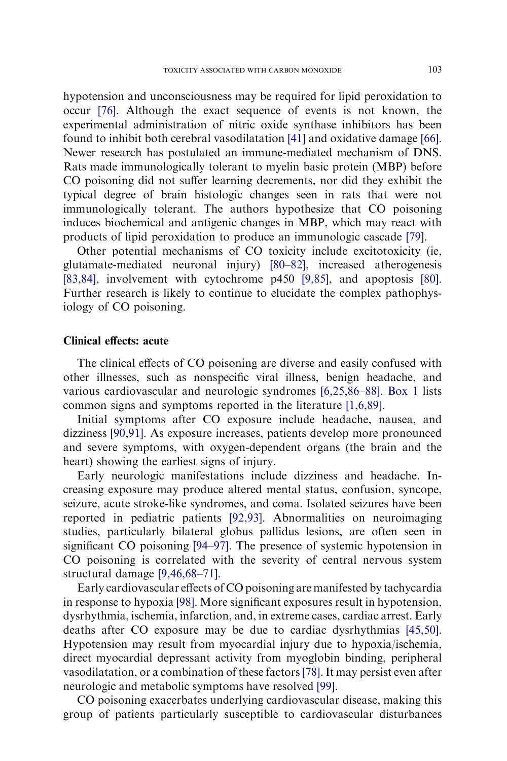hypotension and unconsciousness may be required for lipid peroxidation to occur [76]. Although the exact sequence of events is not known, the experimental administration of nitric oxide synthase inhibitors has been found to inhibit both cerebral vasodilatation [41] and oxidative damage [66]. Newer research has postulated an immune-mediated mechanism of DNS. Rats made immunologically tolerant to myelin basic protein (MBP) before CO poisoning did not suffer learning decrements, nor did they exhibit the typical degree of brain histologic changes seen in rats that were not immunologically tolerant. The authors hypothesize that CO poisoning induces biochemical and antigenic changes in MBP, which may react with products of lipid peroxidation to produce an immunologic cascade [79].

Other potential mechanisms of CO toxicity include excitotoxicity (ie, glutamate-mediated neuronal injury) [80–82], increased atherogenesis [83,84], involvement with cytochrome p450 [9,85], and apoptosis [80]. Further research is likely to continue to elucidate the complex pathophysiology of CO poisoning.

## Clinical effects: acute

The clinical effects of CO poisoning are diverse and easily confused with other illnesses, such as nonspecific viral illness, benign headache, and various cardiovascular and neurologic syndromes [6,25,86–88]. Box 1 lists common signs and symptoms reported in the literature [1,6,89].

Initial symptoms after CO exposure include headache, nausea, and dizziness [90,91]. As exposure increases, patients develop more pronounced and severe symptoms, with oxygen-dependent organs (the brain and the heart) showing the earliest signs of injury.

Early neurologic manifestations include dizziness and headache. Increasing exposure may produce altered mental status, confusion, syncope, seizure, acute stroke-like syndromes, and coma. Isolated seizures have been reported in pediatric patients [92,93]. Abnormalities on neuroimaging studies, particularly bilateral globus pallidus lesions, are often seen in significant CO poisoning [94–97]. The presence of systemic hypotension in CO poisoning is correlated with the severity of central nervous system structural damage [9,46,68–71].

Early cardiovascular effects of CO poisoning are manifested by tachycardia in response to hypoxia [98]. More significant exposures result in hypotension, dysrhythmia, ischemia, infarction, and, in extreme cases, cardiac arrest. Early deaths after CO exposure may be due to cardiac dysrhythmias [45,50]. Hypotension may result from myocardial injury due to hypoxia/ischemia, direct myocardial depressant activity from myoglobin binding, peripheral vasodilatation, or a combination of these factors [78]. It may persist even after neurologic and metabolic symptoms have resolved [99].

CO poisoning exacerbates underlying cardiovascular disease, making this group of patients particularly susceptible to cardiovascular disturbances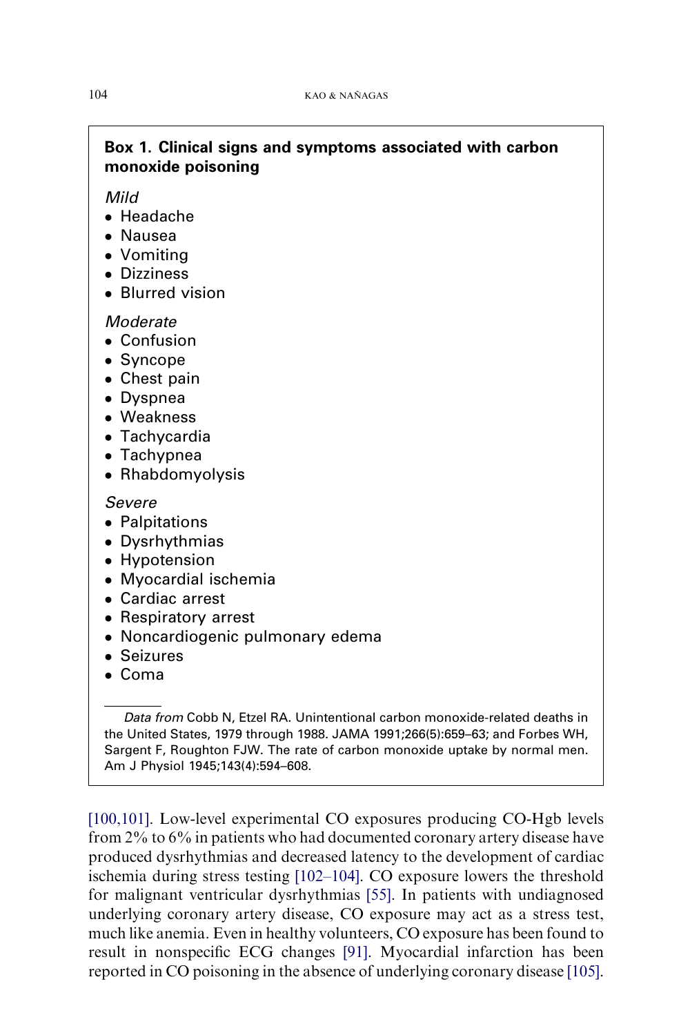**Box 1. Clinical signs and symptoms associated with carbon monoxide poisoning**

*Mild*

- Headache
- Nausea
- Vomiting
- Dizziness
- Blurred vision

*Moderate*

- Confusion
- Syncope
- Chest pain
- Dyspnea
- Weakness
- Tachycardia
- Tachypnea
- Rhabdomyolysis

*Severe*

- Palpitations
- Dysrhythmias
- Hypotension
- Myocardial ischemia
- Cardiac arrest
- Respiratory arrest
- Noncardiogenic pulmonary edema
- Seizures
- Coma

*Data from* Cobb N, Etzel RA. Unintentional carbon monoxide-related deaths in the United States, 1979 through 1988. JAMA 1991;266(5):659–63; and Forbes WH, Sargent F, Roughton FJW. The rate of carbon monoxide uptake by normal men. Am J Physiol 1945;143(4):594–608.

[100,101]. Low-level experimental CO exposures producing CO-Hgb levels from 2% to 6% in patients who had documented coronary artery disease have produced dysrhythmias and decreased latency to the development of cardiac ischemia during stress testing [102–104]. CO exposure lowers the threshold for malignant ventricular dysrhythmias [55]. In patients with undiagnosed underlying coronary artery disease, CO exposure may act as a stress test, much like anemia. Even in healthy volunteers, CO exposure has been found to result in nonspecific ECG changes [91]. Myocardial infarction has been reported in CO poisoning in the absence of underlying coronary disease [105].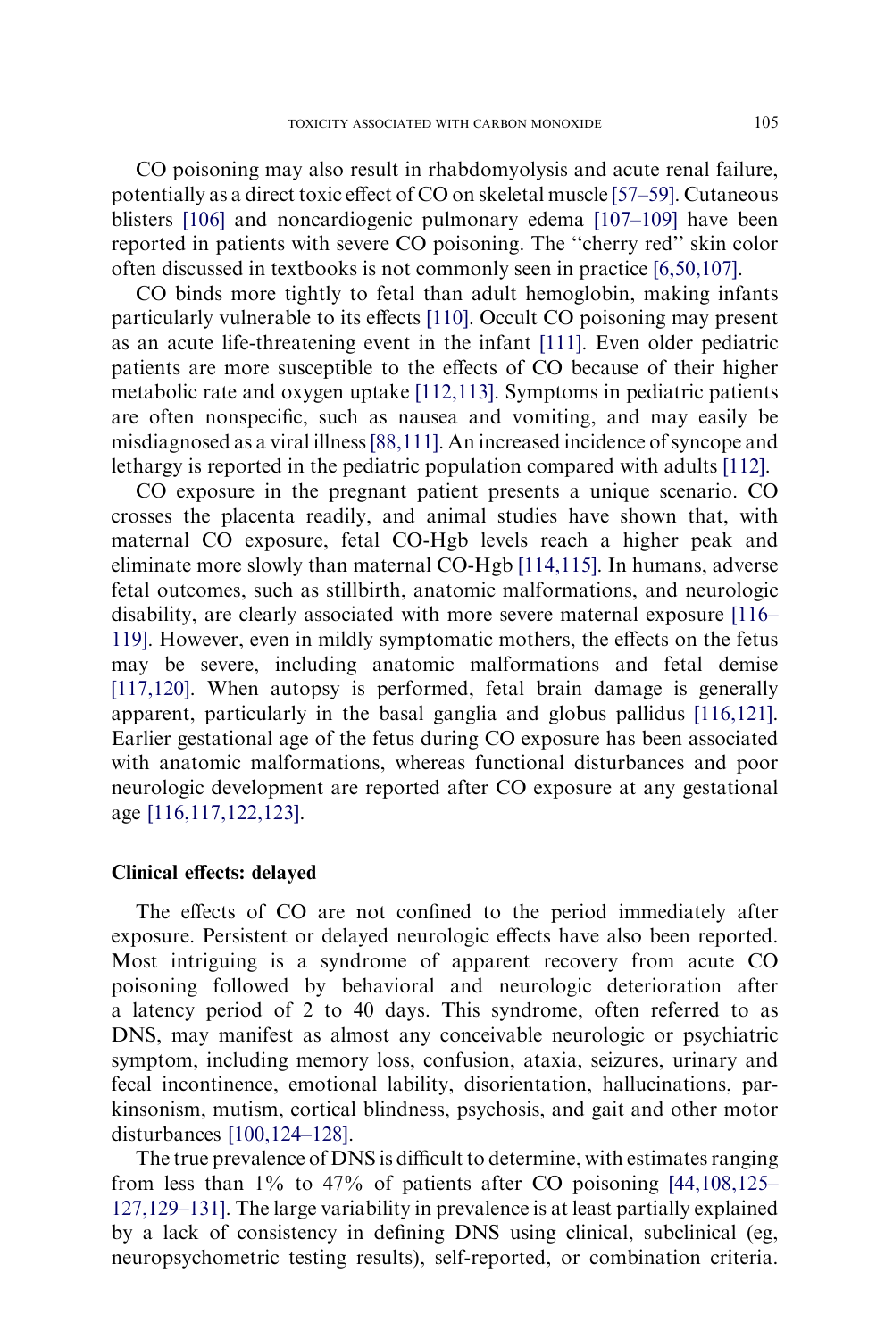CO poisoning may also result in rhabdomyolysis and acute renal failure, potentially as a direct toxic effect of CO on skeletal muscle [57–59]. Cutaneous blisters [106] and noncardiogenic pulmonary edema [107–109] have been reported in patients with severe CO poisoning. The "cherry red" skin color often discussed in textbooks is not commonly seen in practice [6,50,107].

CO binds more tightly to fetal than adult hemoglobin, making infants particularly vulnerable to its effects [110]. Occult CO poisoning may present as an acute life-threatening event in the infant [111]. Even older pediatric patients are more susceptible to the effects of CO because of their higher metabolic rate and oxygen uptake [112,113]. Symptoms in pediatric patients are often nonspecific, such as nausea and vomiting, and may easily be misdiagnosed as a viral illness [88,111]. An increased incidence of syncope and lethargy is reported in the pediatric population compared with adults [112].

CO exposure in the pregnant patient presents a unique scenario. CO crosses the placenta readily, and animal studies have shown that, with maternal CO exposure, fetal CO-Hgb levels reach a higher peak and eliminate more slowly than maternal CO-Hgb [114,115]. In humans, adverse fetal outcomes, such as stillbirth, anatomic malformations, and neurologic disability, are clearly associated with more severe maternal exposure [116–119]. However, even in mildly symptomatic mothers, the effects on the fetus may be severe, including anatomic malformations and fetal demise [117,120]. When autopsy is performed, fetal brain damage is generally apparent, particularly in the basal ganglia and globus pallidus [116,121]. Earlier gestational age of the fetus during CO exposure has been associated with anatomic malformations, whereas functional disturbances and poor neurologic development are reported after CO exposure at any gestational age [116,117,122,123].

## Clinical effects: delayed

The effects of CO are not confined to the period immediately after exposure. Persistent or delayed neurologic effects have also been reported. Most intriguing is a syndrome of apparent recovery from acute CO poisoning followed by behavioral and neurologic deterioration after a latency period of 2 to 40 days. This syndrome, often referred to as DNS, may manifest as almost any conceivable neurologic or psychiatric symptom, including memory loss, confusion, ataxia, seizures, urinary and fecal incontinence, emotional lability, disorientation, hallucinations, parkinsonism, mutism, cortical blindness, psychosis, and gait and other motor disturbances [100,124–128].

The true prevalence of DNS is difficult to determine, with estimates ranging from less than 1% to 47% of patients after CO poisoning [44,108,125–127,129–131]. The large variability in prevalence is at least partially explained by a lack of consistency in defining DNS using clinical, subclinical (eg, neuropsychometric testing results), self-reported, or combination criteria.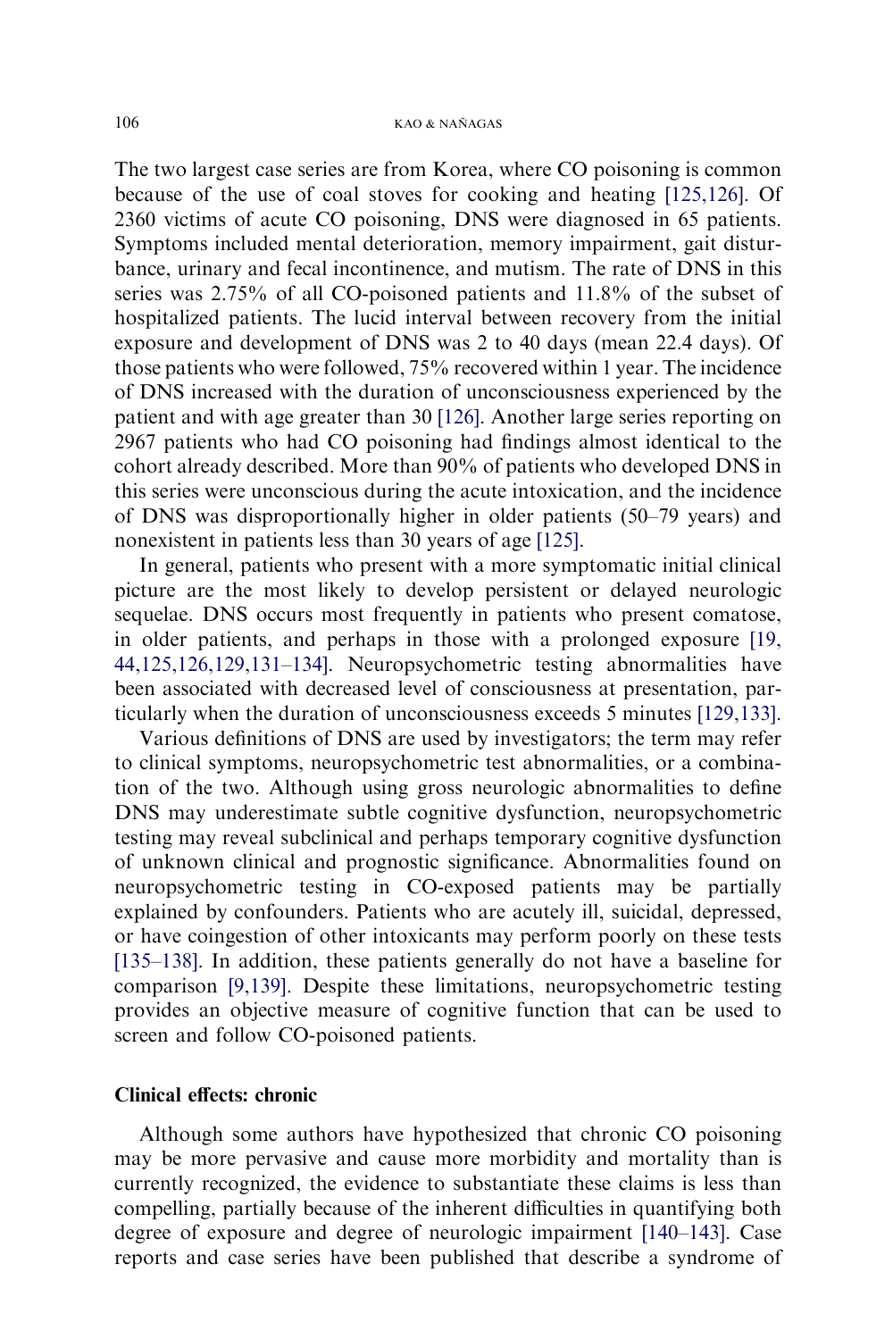The two largest case series are from Korea, where CO poisoning is common because of the use of coal stoves for cooking and heating [125,126]. Of 2360 victims of acute CO poisoning, DNS were diagnosed in 65 patients. Symptoms included mental deterioration, memory impairment, gait disturbance, urinary and fecal incontinence, and mutism. The rate of DNS in this series was 2.75% of all CO-poisoned patients and 11.8% of the subset of hospitalized patients. The lucid interval between recovery from the initial exposure and development of DNS was 2 to 40 days (mean 22.4 days). Of those patients who were followed, 75% recovered within 1 year. The incidence of DNS increased with the duration of unconsciousness experienced by the patient and with age greater than 30 [126]. Another large series reporting on 2967 patients who had CO poisoning had findings almost identical to the cohort already described. More than 90% of patients who developed DNS in this series were unconscious during the acute intoxication, and the incidence of DNS was disproportionally higher in older patients (50–79 years) and nonexistent in patients less than 30 years of age [125].

In general, patients who present with a more symptomatic initial clinical picture are the most likely to develop persistent or delayed neurologic sequelae. DNS occurs most frequently in patients who present comatose, in older patients, and perhaps in those with a prolonged exposure [19, 44,125,126,129,131–134]. Neuropsychometric testing abnormalities have been associated with decreased level of consciousness at presentation, particularly when the duration of unconsciousness exceeds 5 minutes [129,133].

Various definitions of DNS are used by investigators; the term may refer to clinical symptoms, neuropsychometric test abnormalities, or a combination of the two. Although using gross neurologic abnormalities to define DNS may underestimate subtle cognitive dysfunction, neuropsychometric testing may reveal subclinical and perhaps temporary cognitive dysfunction of unknown clinical and prognostic significance. Abnormalities found on neuropsychometric testing in CO-exposed patients may be partially explained by confounders. Patients who are acutely ill, suicidal, depressed, or have coingestion of other intoxicants may perform poorly on these tests [135–138]. In addition, these patients generally do not have a baseline for comparison [9,139]. Despite these limitations, neuropsychometric testing provides an objective measure of cognitive function that can be used to screen and follow CO-poisoned patients.

## Clinical effects: chronic

Although some authors have hypothesized that chronic CO poisoning may be more pervasive and cause more morbidity and mortality than is currently recognized, the evidence to substantiate these claims is less than compelling, partially because of the inherent difficulties in quantifying both degree of exposure and degree of neurologic impairment [140–143]. Case reports and case series have been published that describe a syndrome of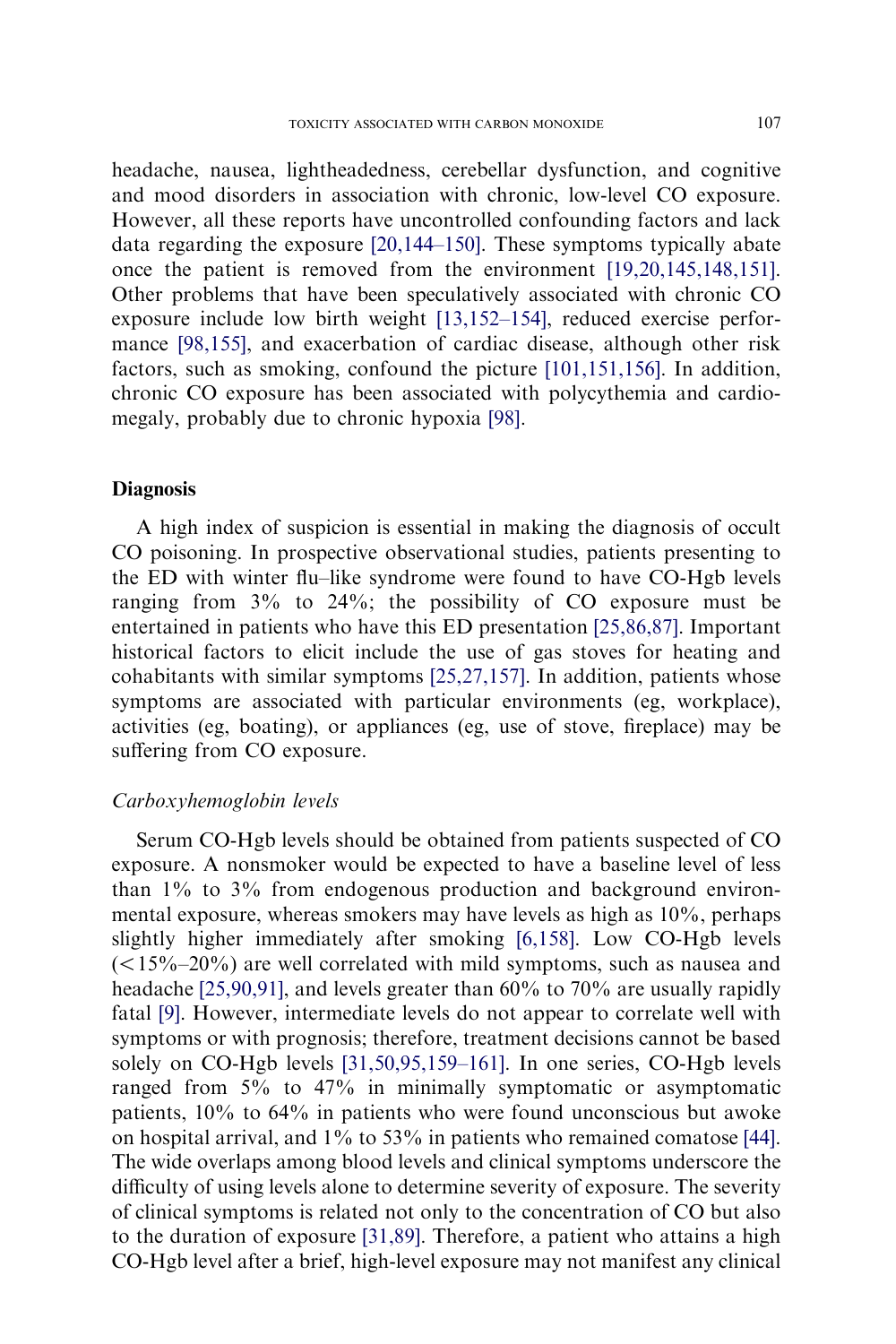headache, nausea, lightheadedness, cerebellar dysfunction, and cognitive and mood disorders in association with chronic, low-level CO exposure. However, all these reports have uncontrolled confounding factors and lack data regarding the exposure [20,144–150]. These symptoms typically abate once the patient is removed from the environment [19,20,145,148,151]. Other problems that have been speculatively associated with chronic CO exposure include low birth weight [13,152–154], reduced exercise performance [98,155], and exacerbation of cardiac disease, although other risk factors, such as smoking, confound the picture [101,151,156]. In addition, chronic CO exposure has been associated with polycythemia and cardiomegaly, probably due to chronic hypoxia [98].

## Diagnosis

A high index of suspicion is essential in making the diagnosis of occult CO poisoning. In prospective observational studies, patients presenting to the ED with winter flu–like syndrome were found to have CO-Hgb levels ranging from 3% to 24%; the possibility of CO exposure must be entertained in patients who have this ED presentation [25,86,87]. Important historical factors to elicit include the use of gas stoves for heating and cohabitants with similar symptoms [25,27,157]. In addition, patients whose symptoms are associated with particular environments (eg, workplace), activities (eg, boating), or appliances (eg, use of stove, fireplace) may be suffering from CO exposure.

### *Carboxyhemoglobin levels*

Serum CO-Hgb levels should be obtained from patients suspected of CO exposure. A nonsmoker would be expected to have a baseline level of less than 1% to 3% from endogenous production and background environmental exposure, whereas smokers may have levels as high as 10%, perhaps slightly higher immediately after smoking [6,158]. Low CO-Hgb levels (<15%–20%) are well correlated with mild symptoms, such as nausea and headache [25,90,91], and levels greater than 60% to 70% are usually rapidly fatal [9]. However, intermediate levels do not appear to correlate well with symptoms or with prognosis; therefore, treatment decisions cannot be based solely on CO-Hgb levels [31,50,95,159–161]. In one series, CO-Hgb levels ranged from 5% to 47% in minimally symptomatic or asymptomatic patients, 10% to 64% in patients who were found unconscious but awoke on hospital arrival, and 1% to 53% in patients who remained comatose [44]. The wide overlaps among blood levels and clinical symptoms underscore the difficulty of using levels alone to determine severity of exposure. The severity of clinical symptoms is related not only to the concentration of CO but also to the duration of exposure [31,89]. Therefore, a patient who attains a high CO-Hgb level after a brief, high-level exposure may not manifest any clinical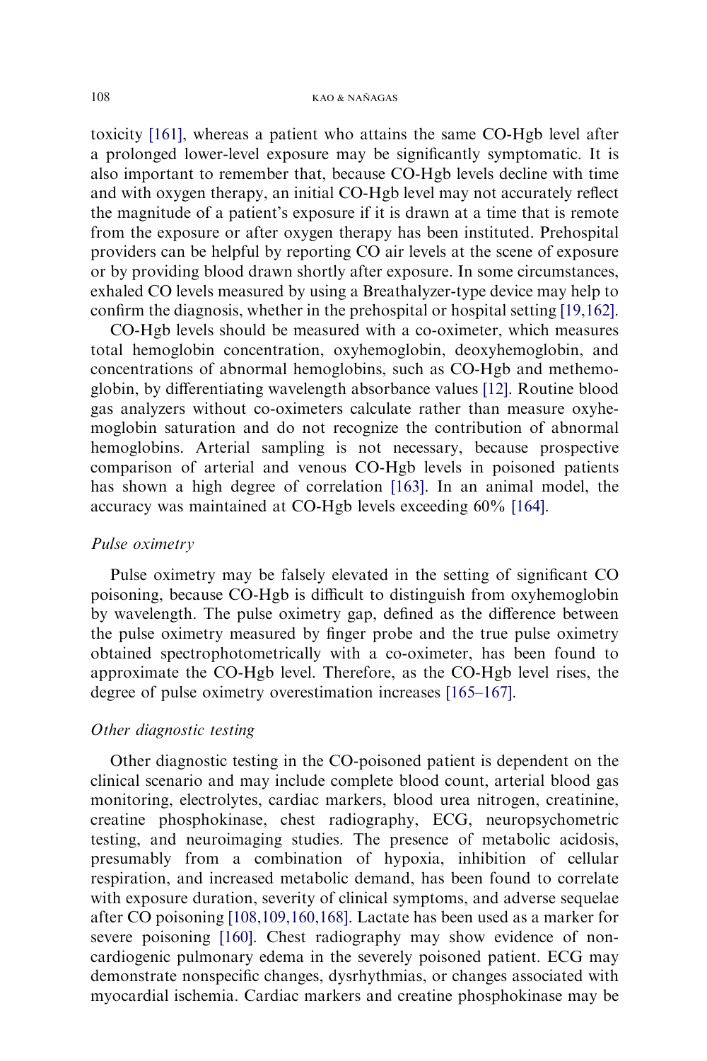toxicity [161], whereas a patient who attains the same CO-Hgb level after a prolonged lower-level exposure may be significantly symptomatic. It is also important to remember that, because CO-Hgb levels decline with time and with oxygen therapy, an initial CO-Hgb level may not accurately reflect the magnitude of a patient's exposure if it is drawn at a time that is remote from the exposure or after oxygen therapy has been instituted. Prehospital providers can be helpful by reporting CO air levels at the scene of exposure or by providing blood drawn shortly after exposure. In some circumstances, exhaled CO levels measured by using a Breathalyzer-type device may help to confirm the diagnosis, whether in the prehospital or hospital setting [19,162].

CO-Hgb levels should be measured with a co-oximeter, which measures total hemoglobin concentration, oxyhemoglobin, deoxyhemoglobin, and concentrations of abnormal hemoglobins, such as CO-Hgb and methemoglobin, by differentiating wavelength absorbance values [12]. Routine blood gas analyzers without co-oximeters calculate rather than measure oxyhemoglobin saturation and do not recognize the contribution of abnormal hemoglobins. Arterial sampling is not necessary, because prospective comparison of arterial and venous CO-Hgb levels in poisoned patients has shown a high degree of correlation [163]. In an animal model, the accuracy was maintained at CO-Hgb levels exceeding 60% [164].

### *Pulse oximetry*

Pulse oximetry may be falsely elevated in the setting of significant CO poisoning, because CO-Hgb is difficult to distinguish from oxyhemoglobin by wavelength. The pulse oximetry gap, defined as the difference between the pulse oximetry measured by finger probe and the true pulse oximetry obtained spectrophotometrically with a co-oximeter, has been found to approximate the CO-Hgb level. Therefore, as the CO-Hgb level rises, the degree of pulse oximetry overestimation increases [165–167].

### *Other diagnostic testing*

Other diagnostic testing in the CO-poisoned patient is dependent on the clinical scenario and may include complete blood count, arterial blood gas monitoring, electrolytes, cardiac markers, blood urea nitrogen, creatinine, creatine phosphokinase, chest radiography, ECG, neuropsychometric testing, and neuroimaging studies. The presence of metabolic acidosis, presumably from a combination of hypoxia, inhibition of cellular respiration, and increased metabolic demand, has been found to correlate with exposure duration, severity of clinical symptoms, and adverse sequelae after CO poisoning [108,109,160,168]. Lactate has been used as a marker for severe poisoning [160]. Chest radiography may show evidence of noncardiogenic pulmonary edema in the severely poisoned patient. ECG may demonstrate nonspecific changes, dysrhythmias, or changes associated with myocardial ischemia. Cardiac markers and creatine phosphokinase may be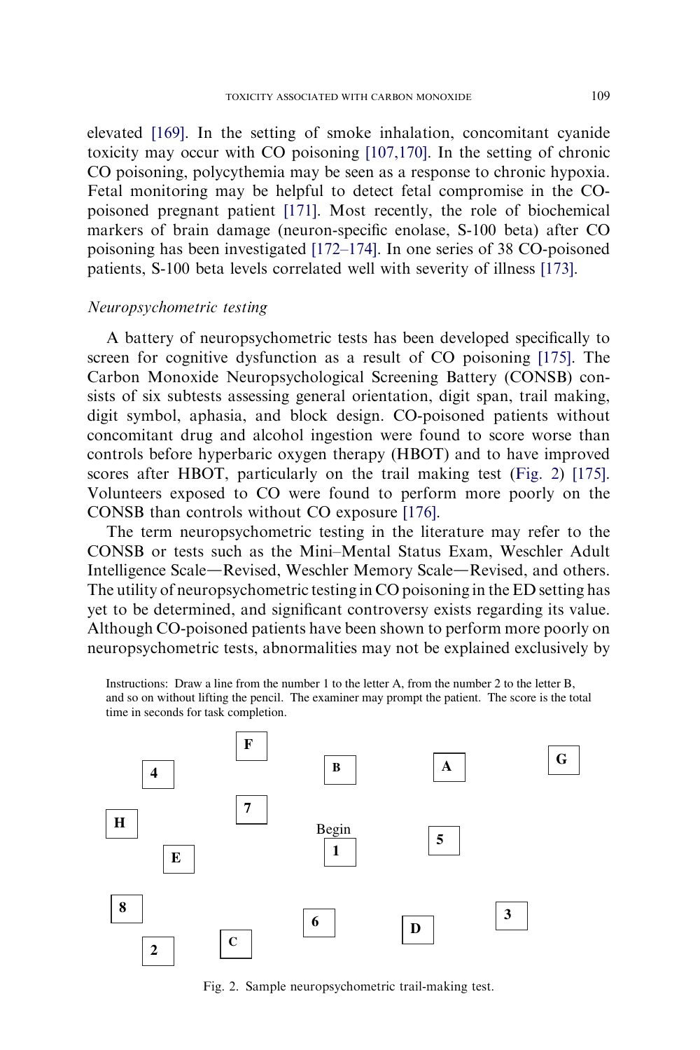elevated [169]. In the setting of smoke inhalation, concomitant cyanide toxicity may occur with CO poisoning [107,170]. In the setting of chronic CO poisoning, polycythemia may be seen as a response to chronic hypoxia. Fetal monitoring may be helpful to detect fetal compromise in the CO-poisoned pregnant patient [171]. Most recently, the role of biochemical markers of brain damage (neuron-specific enolase, S-100 beta) after CO poisoning has been investigated [172–174]. In one series of 38 CO-poisoned patients, S-100 beta levels correlated well with severity of illness [173].

### *Neuropsychometric testing*

A battery of neuropsychometric tests has been developed specifically to screen for cognitive dysfunction as a result of CO poisoning [175]. The Carbon Monoxide Neuropsychological Screening Battery (CONSB) consists of six subtests assessing general orientation, digit span, trail making, digit symbol, aphasia, and block design. CO-poisoned patients without concomitant drug and alcohol ingestion were found to score worse than controls before hyperbaric oxygen therapy (HBOT) and to have improved scores after HBOT, particularly on the trail making test (Fig. 2) [175]. Volunteers exposed to CO were found to perform more poorly on the CONSB than controls without CO exposure [176].

The term neuropsychometric testing in the literature may refer to the CONSB or tests such as the Mini–Mental Status Exam, Weschler Adult Intelligence Scale—Revised, Weschler Memory Scale—Revised, and others. The utility of neuropsychometric testing in CO poisoning in the ED setting has yet to be determined, and significant controversy exists regarding its value. Although CO-poisoned patients have been shown to perform more poorly on neuropsychometric tests, abnormalities may not be explained exclusively by

Instructions: Draw a line from the number 1 to the letter A, from the number 2 to the letter B, and so on without lifting the pencil. The examiner may prompt the patient. The score is the total time in seconds for task completion.

F 4 B A G 7 H Begin 1 5 E 8 6 D 3 2 C

Fig. 2. Sample neuropsychometric trail-making test.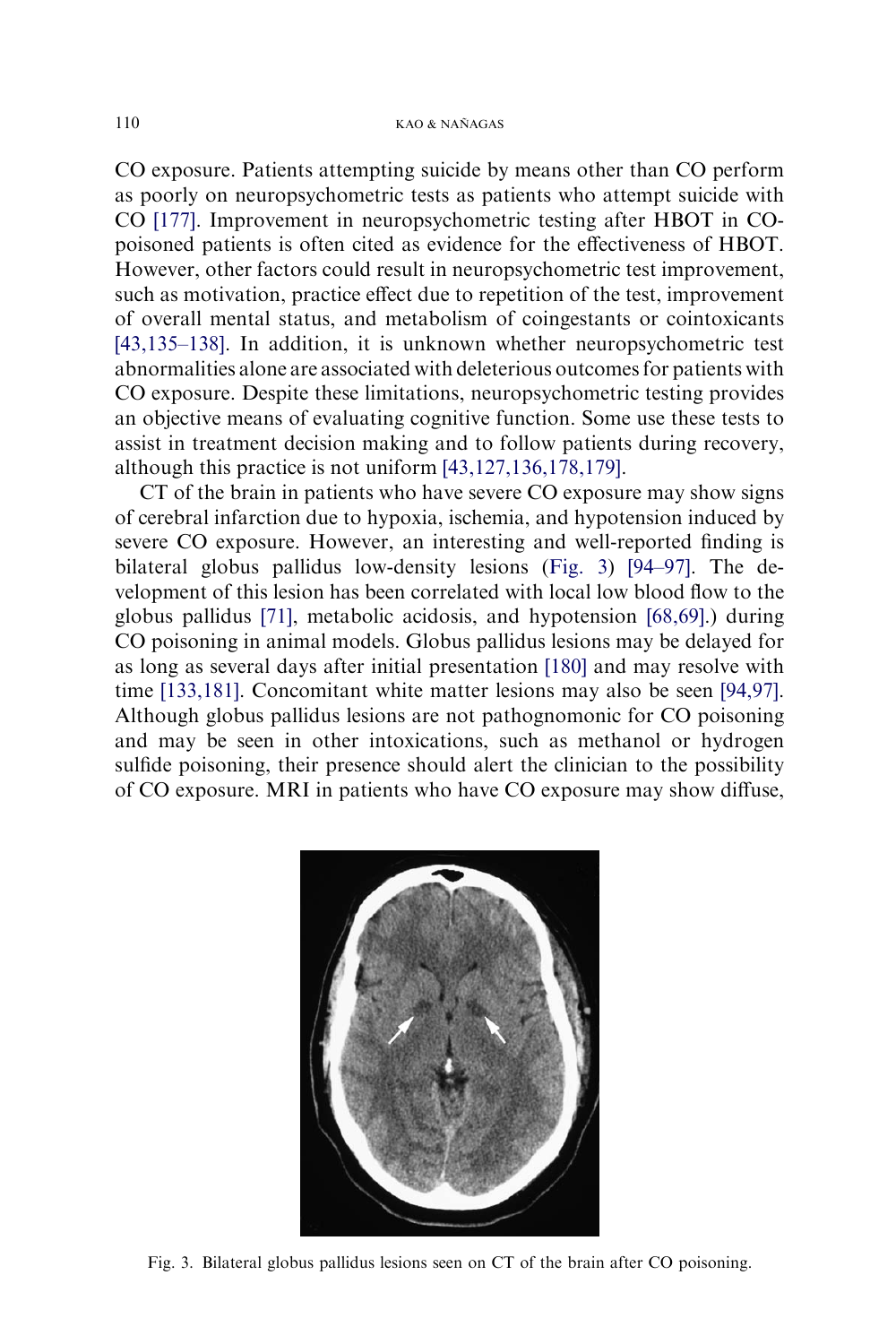CO exposure. Patients attempting suicide by means other than CO perform as poorly on neuropsychometric tests as patients who attempt suicide with CO [177]. Improvement in neuropsychometric testing after HBOT in CO-poisoned patients is often cited as evidence for the effectiveness of HBOT. However, other factors could result in neuropsychometric test improvement, such as motivation, practice effect due to repetition of the test, improvement of overall mental status, and metabolism of coingestants or cointoxicants [43,135–138]. In addition, it is unknown whether neuropsychometric test abnormalities alone are associated with deleterious outcomes for patients with CO exposure. Despite these limitations, neuropsychometric testing provides an objective means of evaluating cognitive function. Some use these tests to assist in treatment decision making and to follow patients during recovery, although this practice is not uniform [43,127,136,178,179].

CT of the brain in patients who have severe CO exposure may show signs of cerebral infarction due to hypoxia, ischemia, and hypotension induced by severe CO exposure. However, an interesting and well-reported finding is bilateral globus pallidus low-density lesions (Fig. 3) [94–97]. The development of this lesion has been correlated with local low blood flow to the globus pallidus [71], metabolic acidosis, and hypotension [68,69].) during CO poisoning in animal models. Globus pallidus lesions may be delayed for as long as several days after initial presentation [180] and may resolve with time [133,181]. Concomitant white matter lesions may also be seen [94,97]. Although globus pallidus lesions are not pathognomonic for CO poisoning and may be seen in other intoxications, such as methanol or hydrogen sulfide poisoning, their presence should alert the clinician to the possibility of CO exposure. MRI in patients who have CO exposure may show diffuse,

Fig. 3. Bilateral globus pallidus lesions seen on CT of the brain after CO poisoning.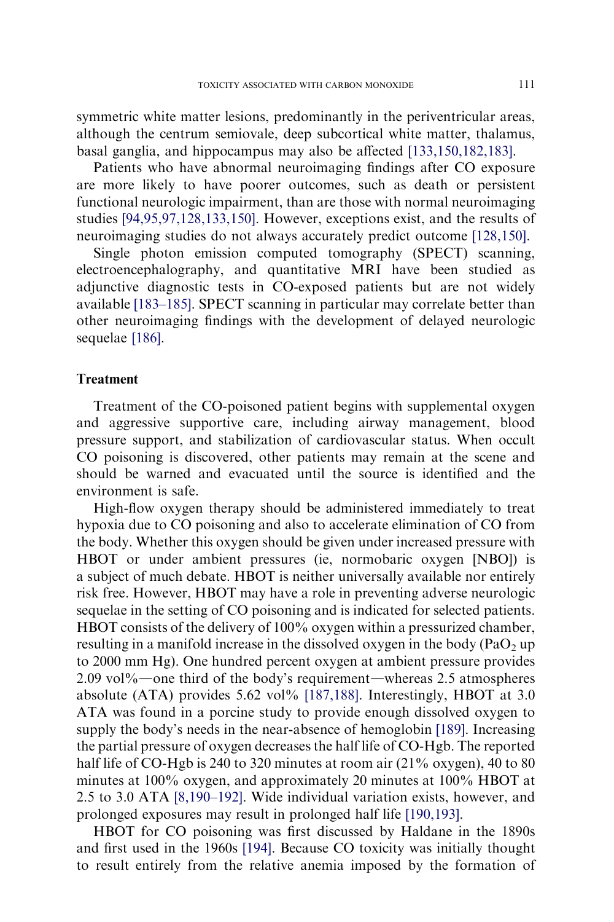symmetric white matter lesions, predominantly in the periventricular areas, although the centrum semiovale, deep subcortical white matter, thalamus, basal ganglia, and hippocampus may also be affected [133,150,182,183].

Patients who have abnormal neuroimaging findings after CO exposure are more likely to have poorer outcomes, such as death or persistent functional neurologic impairment, than are those with normal neuroimaging studies [94,95,97,128,133,150]. However, exceptions exist, and the results of neuroimaging studies do not always accurately predict outcome [128,150].

Single photon emission computed tomography (SPECT) scanning, electroencephalography, and quantitative MRI have been studied as adjunctive diagnostic tests in CO-exposed patients but are not widely available [183–185]. SPECT scanning in particular may correlate better than other neuroimaging findings with the development of delayed neurologic sequelae [186].

## Treatment

Treatment of the CO-poisoned patient begins with supplemental oxygen and aggressive supportive care, including airway management, blood pressure support, and stabilization of cardiovascular status. When occult CO poisoning is discovered, other patients may remain at the scene and should be warned and evacuated until the source is identified and the environment is safe.

High-flow oxygen therapy should be administered immediately to treat hypoxia due to CO poisoning and also to accelerate elimination of CO from the body. Whether this oxygen should be given under increased pressure with HBOT or under ambient pressures (ie, normobaric oxygen [NBO]) is a subject of much debate. HBOT is neither universally available nor entirely risk free. However, HBOT may have a role in preventing adverse neurologic sequelae in the setting of CO poisoning and is indicated for selected patients. HBOT consists of the delivery of 100% oxygen within a pressurized chamber, resulting in a manifold increase in the dissolved oxygen in the body ($PaO_2$ up to 2000 mm Hg). One hundred percent oxygen at ambient pressure provides 2.09 vol%—one third of the body's requirement—whereas 2.5 atmospheres absolute (ATA) provides 5.62 vol% [187,188]. Interestingly, HBOT at 3.0 ATA was found in a porcine study to provide enough dissolved oxygen to supply the body's needs in the near-absence of hemoglobin [189]. Increasing the partial pressure of oxygen decreases the half life of CO-Hgb. The reported half life of CO-Hgb is 240 to 320 minutes at room air (21% oxygen), 40 to 80 minutes at 100% oxygen, and approximately 20 minutes at 100% HBOT at 2.5 to 3.0 ATA [8,190–192]. Wide individual variation exists, however, and prolonged exposures may result in prolonged half life [190,193].

HBOT for CO poisoning was first discussed by Haldane in the 1890s and first used in the 1960s [194]. Because CO toxicity was initially thought to result entirely from the relative anemia imposed by the formation of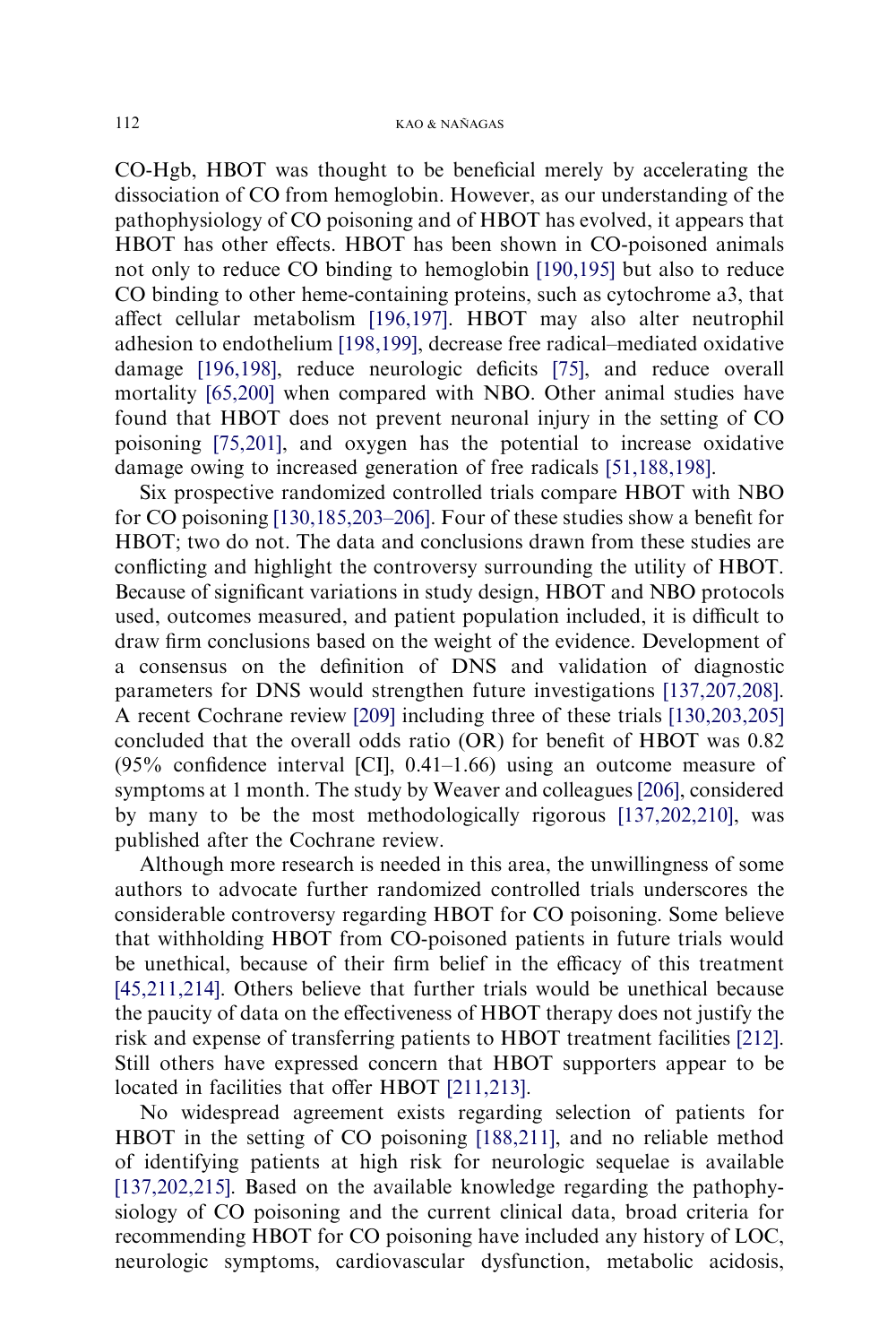CO-Hgb, HBOT was thought to be beneficial merely by accelerating the dissociation of CO from hemoglobin. However, as our understanding of the pathophysiology of CO poisoning and of HBOT has evolved, it appears that HBOT has other effects. HBOT has been shown in CO-poisoned animals not only to reduce CO binding to hemoglobin [190,195] but also to reduce CO binding to other heme-containing proteins, such as cytochrome a3, that affect cellular metabolism [196,197]. HBOT may also alter neutrophil adhesion to endothelium [198,199], decrease free radical–mediated oxidative damage [196,198], reduce neurologic deficits [75], and reduce overall mortality [65,200] when compared with NBO. Other animal studies have found that HBOT does not prevent neuronal injury in the setting of CO poisoning [75,201], and oxygen has the potential to increase oxidative damage owing to increased generation of free radicals [51,188,198].

Six prospective randomized controlled trials compare HBOT with NBO for CO poisoning [130,185,203–206]. Four of these studies show a benefit for HBOT; two do not. The data and conclusions drawn from these studies are conflicting and highlight the controversy surrounding the utility of HBOT. Because of significant variations in study design, HBOT and NBO protocols used, outcomes measured, and patient population included, it is difficult to draw firm conclusions based on the weight of the evidence. Development of a consensus on the definition of DNS and validation of diagnostic parameters for DNS would strengthen future investigations [137,207,208]. A recent Cochrane review [209] including three of these trials [130,203,205] concluded that the overall odds ratio (OR) for benefit of HBOT was 0.82 (95% confidence interval [CI], 0.41–1.66) using an outcome measure of symptoms at 1 month. The study by Weaver and colleagues [206], considered by many to be the most methodologically rigorous [137,202,210], was published after the Cochrane review.

Although more research is needed in this area, the unwillingness of some authors to advocate further randomized controlled trials underscores the considerable controversy regarding HBOT for CO poisoning. Some believe that withholding HBOT from CO-poisoned patients in future trials would be unethical, because of their firm belief in the efficacy of this treatment [45,211,214]. Others believe that further trials would be unethical because the paucity of data on the effectiveness of HBOT therapy does not justify the risk and expense of transferring patients to HBOT treatment facilities [212]. Still others have expressed concern that HBOT supporters appear to be located in facilities that offer HBOT [211,213].

No widespread agreement exists regarding selection of patients for HBOT in the setting of CO poisoning [188,211], and no reliable method of identifying patients at high risk for neurologic sequelae is available [137,202,215]. Based on the available knowledge regarding the pathophysiology of CO poisoning and the current clinical data, broad criteria for recommending HBOT for CO poisoning have included any history of LOC, neurologic symptoms, cardiovascular dysfunction, metabolic acidosis,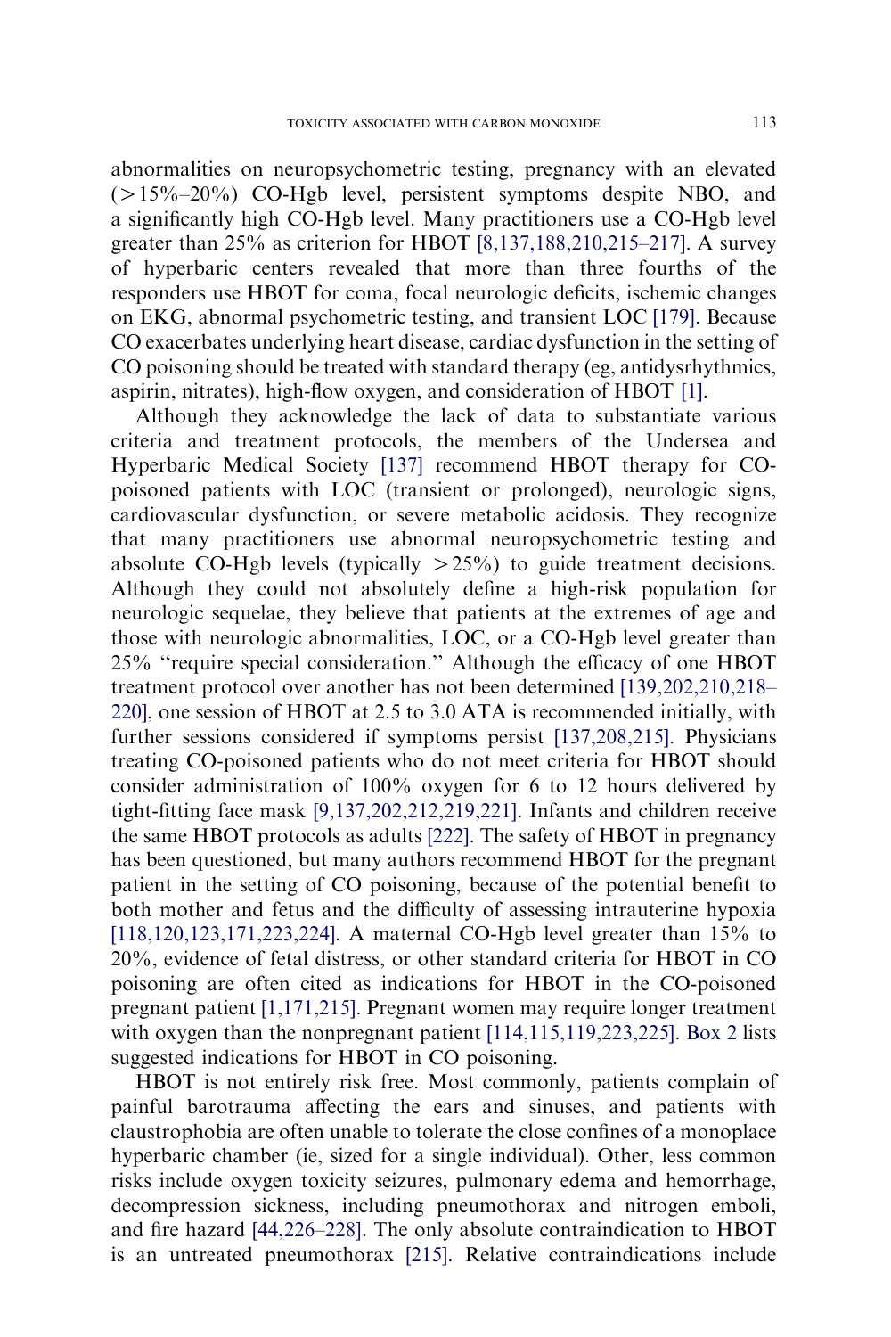abnormalities on neuropsychometric testing, pregnancy with an elevated (>15%–20%) CO-Hgb level, persistent symptoms despite NBO, and a significantly high CO-Hgb level. Many practitioners use a CO-Hgb level greater than 25% as criterion for HBOT [8,137,188,210,215–217]. A survey of hyperbaric centers revealed that more than three fourths of the responders use HBOT for coma, focal neurologic deficits, ischemic changes on EKG, abnormal psychometric testing, and transient LOC [179]. Because CO exacerbates underlying heart disease, cardiac dysfunction in the setting of CO poisoning should be treated with standard therapy (eg, antidysrhythmics, aspirin, nitrates), high-flow oxygen, and consideration of HBOT [1].

Although they acknowledge the lack of data to substantiate various criteria and treatment protocols, the members of the Undersea and Hyperbaric Medical Society [137] recommend HBOT therapy for CO-poisoned patients with LOC (transient or prolonged), neurologic signs, cardiovascular dysfunction, or severe metabolic acidosis. They recognize that many practitioners use abnormal neuropsychometric testing and absolute CO-Hgb levels (typically >25%) to guide treatment decisions. Although they could not absolutely define a high-risk population for neurologic sequelae, they believe that patients at the extremes of age and those with neurologic abnormalities, LOC, or a CO-Hgb level greater than 25% "require special consideration." Although the efficacy of one HBOT treatment protocol over another has not been determined [139,202,210,218–220], one session of HBOT at 2.5 to 3.0 ATA is recommended initially, with further sessions considered if symptoms persist [137,208,215]. Physicians treating CO-poisoned patients who do not meet criteria for HBOT should consider administration of 100% oxygen for 6 to 12 hours delivered by tight-fitting face mask [9,137,202,212,219,221]. Infants and children receive the same HBOT protocols as adults [222]. The safety of HBOT in pregnancy has been questioned, but many authors recommend HBOT for the pregnant patient in the setting of CO poisoning, because of the potential benefit to both mother and fetus and the difficulty of assessing intrauterine hypoxia [118,120,123,171,223,224]. A maternal CO-Hgb level greater than 15% to 20%, evidence of fetal distress, or other standard criteria for HBOT in CO poisoning are often cited as indications for HBOT in the CO-poisoned pregnant patient [1,171,215]. Pregnant women may require longer treatment with oxygen than the nonpregnant patient [114,115,119,223,225]. Box 2 lists suggested indications for HBOT in CO poisoning.

HBOT is not entirely risk free. Most commonly, patients complain of painful barotrauma affecting the ears and sinuses, and patients with claustrophobia are often unable to tolerate the close confines of a monoplace hyperbaric chamber (ie, sized for a single individual). Other, less common risks include oxygen toxicity seizures, pulmonary edema and hemorrhage, decompression sickness, including pneumothorax and nitrogen emboli, and fire hazard [44,226–228]. The only absolute contraindication to HBOT is an untreated pneumothorax [215]. Relative contraindications include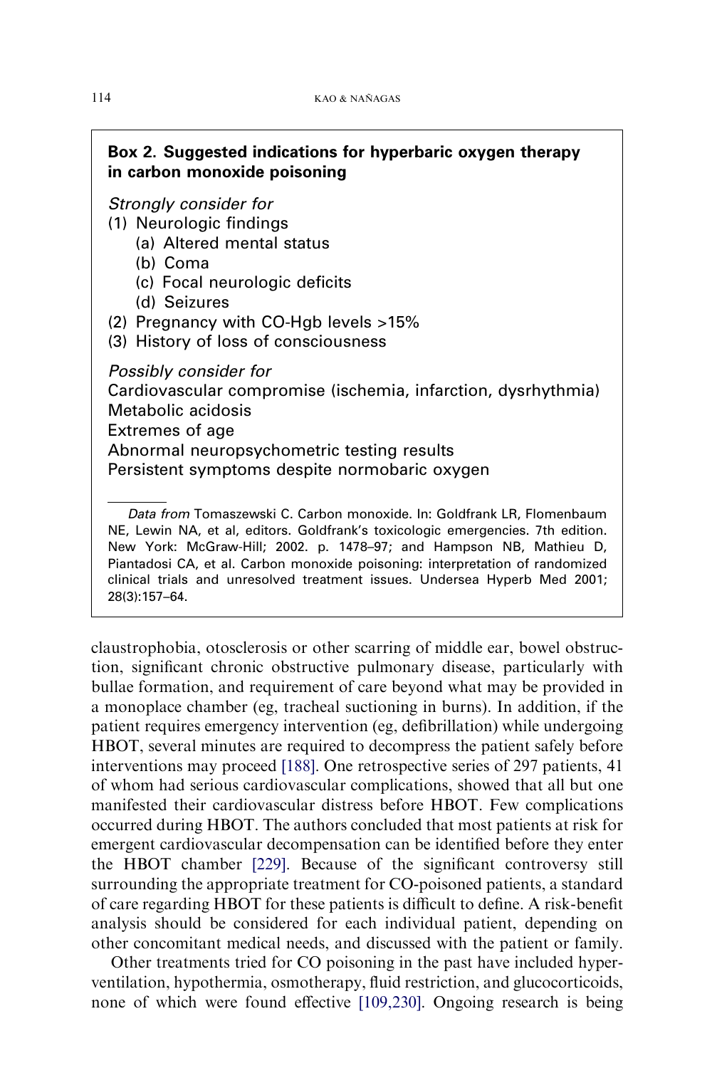**Box 2. Suggested indications for hyperbaric oxygen therapy in carbon monoxide poisoning**

*Strongly consider for*

(1) Neurologic findings
   (a) Altered mental status
   (b) Coma
   (c) Focal neurologic deficits
   (d) Seizures
(2) Pregnancy with CO-Hgb levels >15%
(3) History of loss of consciousness

*Possibly consider for*

Cardiovascular compromise (ischemia, infarction, dysrhythmia)
Metabolic acidosis
Extremes of age
Abnormal neuropsychometric testing results
Persistent symptoms despite normobaric oxygen

*Data from* Tomaszewski C. Carbon monoxide. In: Goldfrank LR, Flomenbaum NE, Lewin NA, et al, editors. Goldfrank's toxicologic emergencies. 7th edition. New York: McGraw-Hill; 2002. p. 1478–97; and Hampson NB, Mathieu D, Piantadosi CA, et al. Carbon monoxide poisoning: interpretation of randomized clinical trials and unresolved treatment issues. Undersea Hyperb Med 2001; 28(3):157–64.

claustrophobia, otosclerosis or other scarring of middle ear, bowel obstruction, significant chronic obstructive pulmonary disease, particularly with bullae formation, and requirement of care beyond what may be provided in a monoplace chamber (eg, tracheal suctioning in burns). In addition, if the patient requires emergency intervention (eg, defibrillation) while undergoing HBOT, several minutes are required to decompress the patient safely before interventions may proceed [188]. One retrospective series of 297 patients, 41 of whom had serious cardiovascular complications, showed that all but one manifested their cardiovascular distress before HBOT. Few complications occurred during HBOT. The authors concluded that most patients at risk for emergent cardiovascular decompensation can be identified before they enter the HBOT chamber [229]. Because of the significant controversy still surrounding the appropriate treatment for CO-poisoned patients, a standard of care regarding HBOT for these patients is difficult to define. A risk-benefit analysis should be considered for each individual patient, depending on other concomitant medical needs, and discussed with the patient or family.

Other treatments tried for CO poisoning in the past have included hyperventilation, hypothermia, osmotherapy, fluid restriction, and glucocorticoids, none of which were found effective [109,230]. Ongoing research is being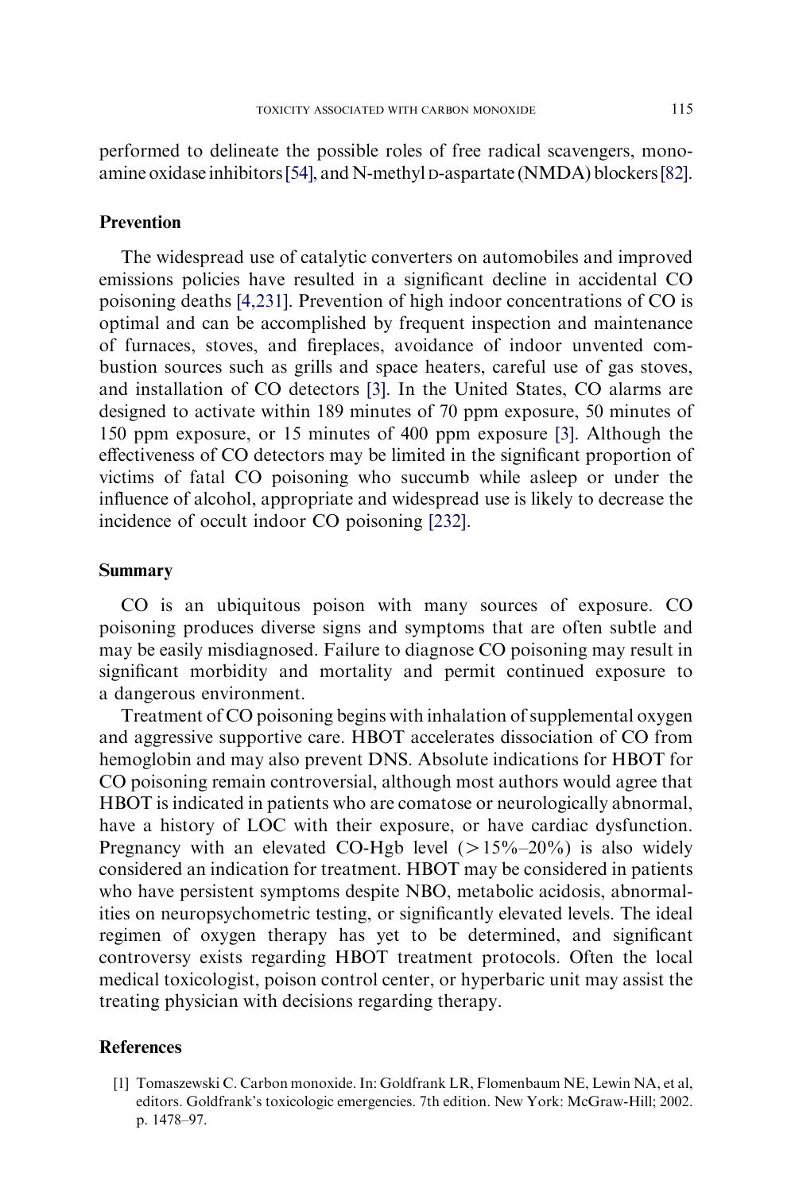performed to delineate the possible roles of free radical scavengers, monoamine oxidase inhibitors [54], and N-methyl D-aspartate (NMDA) blockers [82].

## Prevention

The widespread use of catalytic converters on automobiles and improved emissions policies have resulted in a significant decline in accidental CO poisoning deaths [4,231]. Prevention of high indoor concentrations of CO is optimal and can be accomplished by frequent inspection and maintenance of furnaces, stoves, and fireplaces, avoidance of indoor unvented combustion sources such as grills and space heaters, careful use of gas stoves, and installation of CO detectors [3]. In the United States, CO alarms are designed to activate within 189 minutes of 70 ppm exposure, 50 minutes of 150 ppm exposure, or 15 minutes of 400 ppm exposure [3]. Although the effectiveness of CO detectors may be limited in the significant proportion of victims of fatal CO poisoning who succumb while asleep or under the influence of alcohol, appropriate and widespread use is likely to decrease the incidence of occult indoor CO poisoning [232].

## Summary

CO is an ubiquitous poison with many sources of exposure. CO poisoning produces diverse signs and symptoms that are often subtle and may be easily misdiagnosed. Failure to diagnose CO poisoning may result in significant morbidity and mortality and permit continued exposure to a dangerous environment.

Treatment of CO poisoning begins with inhalation of supplemental oxygen and aggressive supportive care. HBOT accelerates dissociation of CO from hemoglobin and may also prevent DNS. Absolute indications for HBOT for CO poisoning remain controversial, although most authors would agree that HBOT is indicated in patients who are comatose or neurologically abnormal, have a history of LOC with their exposure, or have cardiac dysfunction. Pregnancy with an elevated CO-Hgb level (>15%–20%) is also widely considered an indication for treatment. HBOT may be considered in patients who have persistent symptoms despite NBO, metabolic acidosis, abnormalities on neuropsychometric testing, or significantly elevated levels. The ideal regimen of oxygen therapy has yet to be determined, and significant controversy exists regarding HBOT treatment protocols. Often the local medical toxicologist, poison control center, or hyperbaric unit may assist the treating physician with decisions regarding therapy.

## References

[1] Tomaszewski C. Carbon monoxide. In: Goldfrank LR, Flomenbaum NE, Lewin NA, et al, editors. Goldfrank's toxicologic emergencies. 7th edition. New York: McGraw-Hill; 2002. p. 1478–97.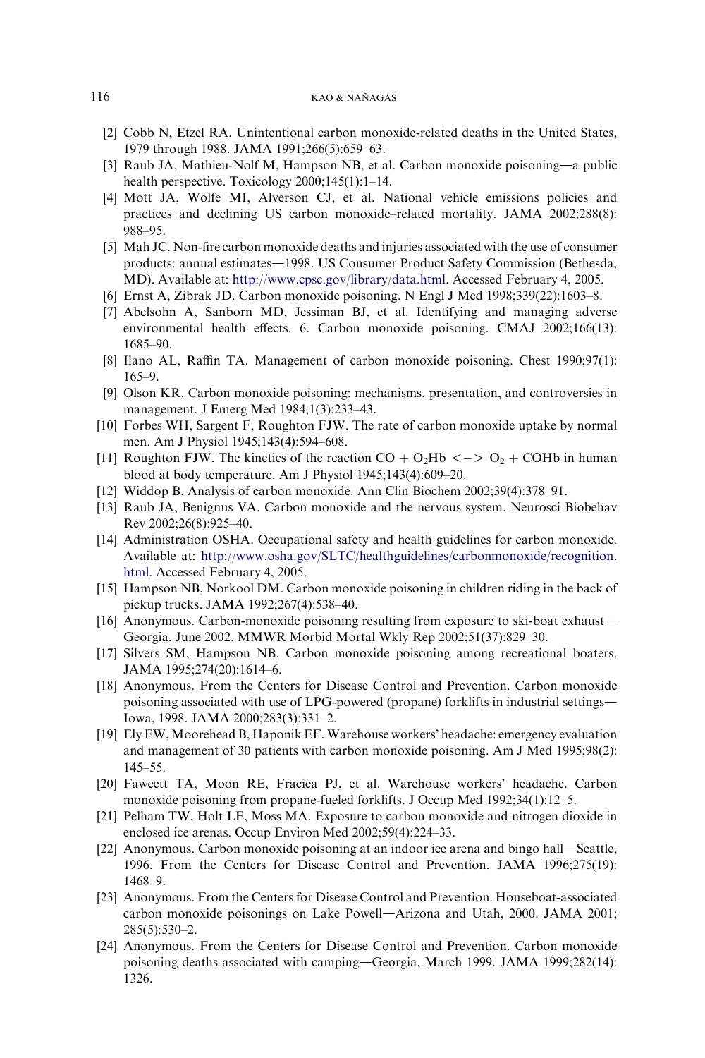[2] Cobb N, Etzel RA. Unintentional carbon monoxide-related deaths in the United States, 1979 through 1988. JAMA 1991;266(5):659–63.

[3] Raub JA, Mathieu-Nolf M, Hampson NB, et al. Carbon monoxide poisoning—a public health perspective. Toxicology 2000;145(1):1–14.

[4] Mott JA, Wolfe MI, Alverson CJ, et al. National vehicle emissions policies and practices and declining US carbon monoxide–related mortality. JAMA 2002;288(8): 988–95.

[5] Mah JC. Non-fire carbon monoxide deaths and injuries associated with the use of consumer products: annual estimates—1998. US Consumer Product Safety Commission (Bethesda, MD). Available at: http://www.cpsc.gov/library/data.html. Accessed February 4, 2005.

[6] Ernst A, Zibrak JD. Carbon monoxide poisoning. N Engl J Med 1998;339(22):1603–8.

[7] Abelsohn A, Sanborn MD, Jessiman BJ, et al. Identifying and managing adverse environmental health effects. 6. Carbon monoxide poisoning. CMAJ 2002;166(13): 1685–90.

[8] Ilano AL, Raffin TA. Management of carbon monoxide poisoning. Chest 1990;97(1): 165–9.

[9] Olson KR. Carbon monoxide poisoning: mechanisms, presentation, and controversies in management. J Emerg Med 1984;1(3):233–43.

[10] Forbes WH, Sargent F, Roughton FJW. The rate of carbon monoxide uptake by normal men. Am J Physiol 1945;143(4):594–608.

[11] Roughton FJW. The kinetics of the reaction $CO + O_2Hb <-> O_2 + COHb$ in human blood at body temperature. Am J Physiol 1945;143(4):609–20.

[12] Widdop B. Analysis of carbon monoxide. Ann Clin Biochem 2002;39(4):378–91.

[13] Raub JA, Benignus VA. Carbon monoxide and the nervous system. Neurosci Biobehav Rev 2002;26(8):925–40.

[14] Administration OSHA. Occupational safety and health guidelines for carbon monoxide. Available at: http://www.osha.gov/SLTC/healthguidelines/carbonmonoxide/recognition.html. Accessed February 4, 2005.

[15] Hampson NB, Norkool DM. Carbon monoxide poisoning in children riding in the back of pickup trucks. JAMA 1992;267(4):538–40.

[16] Anonymous. Carbon-monoxide poisoning resulting from exposure to ski-boat exhaust—Georgia, June 2002. MMWR Morbid Mortal Wkly Rep 2002;51(37):829–30.

[17] Silvers SM, Hampson NB. Carbon monoxide poisoning among recreational boaters. JAMA 1995;274(20):1614–6.

[18] Anonymous. From the Centers for Disease Control and Prevention. Carbon monoxide poisoning associated with use of LPG-powered (propane) forklifts in industrial settings—Iowa, 1998. JAMA 2000;283(3):331–2.

[19] Ely EW, Moorehead B, Haponik EF. Warehouse workers' headache: emergency evaluation and management of 30 patients with carbon monoxide poisoning. Am J Med 1995;98(2): 145–55.

[20] Fawcett TA, Moon RE, Fracica PJ, et al. Warehouse workers' headache. Carbon monoxide poisoning from propane-fueled forklifts. J Occup Med 1992;34(1):12–5.

[21] Pelham TW, Holt LE, Moss MA. Exposure to carbon monoxide and nitrogen dioxide in enclosed ice arenas. Occup Environ Med 2002;59(4):224–33.

[22] Anonymous. Carbon monoxide poisoning at an indoor ice arena and bingo hall—Seattle, 1996. From the Centers for Disease Control and Prevention. JAMA 1996;275(19): 1468–9.

[23] Anonymous. From the Centers for Disease Control and Prevention. Houseboat-associated carbon monoxide poisonings on Lake Powell—Arizona and Utah, 2000. JAMA 2001; 285(5):530–2.

[24] Anonymous. From the Centers for Disease Control and Prevention. Carbon monoxide poisoning deaths associated with camping—Georgia, March 1999. JAMA 1999;282(14): 1326.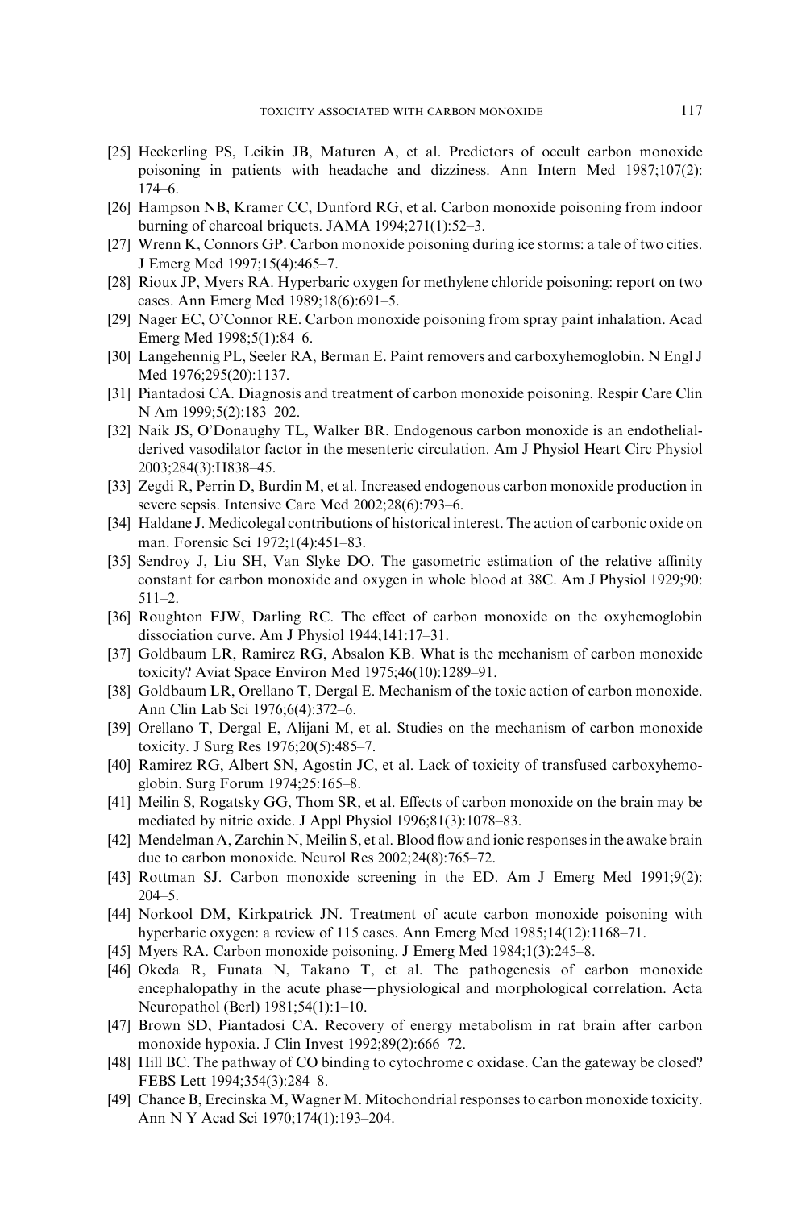[25] Heckerling PS, Leikin JB, Maturen A, et al. Predictors of occult carbon monoxide poisoning in patients with headache and dizziness. Ann Intern Med 1987;107(2): 174–6.

[26] Hampson NB, Kramer CC, Dunford RG, et al. Carbon monoxide poisoning from indoor burning of charcoal briquets. JAMA 1994;271(1):52–3.

[27] Wrenn K, Connors GP. Carbon monoxide poisoning during ice storms: a tale of two cities. J Emerg Med 1997;15(4):465–7.

[28] Rioux JP, Myers RA. Hyperbaric oxygen for methylene chloride poisoning: report on two cases. Ann Emerg Med 1989;18(6):691–5.

[29] Nager EC, O'Connor RE. Carbon monoxide poisoning from spray paint inhalation. Acad Emerg Med 1998;5(1):84–6.

[30] Langehennig PL, Seeler RA, Berman E. Paint removers and carboxyhemoglobin. N Engl J Med 1976;295(20):1137.

[31] Piantadosi CA. Diagnosis and treatment of carbon monoxide poisoning. Respir Care Clin N Am 1999;5(2):183–202.

[32] Naik JS, O'Donaughy TL, Walker BR. Endogenous carbon monoxide is an endothelial-derived vasodilator factor in the mesenteric circulation. Am J Physiol Heart Circ Physiol 2003;284(3):H838–45.

[33] Zegdi R, Perrin D, Burdin M, et al. Increased endogenous carbon monoxide production in severe sepsis. Intensive Care Med 2002;28(6):793–6.

[34] Haldane J. Medicolegal contributions of historical interest. The action of carbonic oxide on man. Forensic Sci 1972;1(4):451–83.

[35] Sendroy J, Liu SH, Van Slyke DO. The gasometric estimation of the relative affinity constant for carbon monoxide and oxygen in whole blood at 38C. Am J Physiol 1929;90: 511–2.

[36] Roughton FJW, Darling RC. The effect of carbon monoxide on the oxyhemoglobin dissociation curve. Am J Physiol 1944;141:17–31.

[37] Goldbaum LR, Ramirez RG, Absalon KB. What is the mechanism of carbon monoxide toxicity? Aviat Space Environ Med 1975;46(10):1289–91.

[38] Goldbaum LR, Orellano T, Dergal E. Mechanism of the toxic action of carbon monoxide. Ann Clin Lab Sci 1976;6(4):372–6.

[39] Orellano T, Dergal E, Alijani M, et al. Studies on the mechanism of carbon monoxide toxicity. J Surg Res 1976;20(5):485–7.

[40] Ramirez RG, Albert SN, Agostin JC, et al. Lack of toxicity of transfused carboxyhemoglobin. Surg Forum 1974;25:165–8.

[41] Meilin S, Rogatsky GG, Thom SR, et al. Effects of carbon monoxide on the brain may be mediated by nitric oxide. J Appl Physiol 1996;81(3):1078–83.

[42] Mendelman A, Zarchin N, Meilin S, et al. Blood flow and ionic responses in the awake brain due to carbon monoxide. Neurol Res 2002;24(8):765–72.

[43] Rottman SJ. Carbon monoxide screening in the ED. Am J Emerg Med 1991;9(2): 204–5.

[44] Norkool DM, Kirkpatrick JN. Treatment of acute carbon monoxide poisoning with hyperbaric oxygen: a review of 115 cases. Ann Emerg Med 1985;14(12):1168–71.

[45] Myers RA. Carbon monoxide poisoning. J Emerg Med 1984;1(3):245–8.

[46] Okeda R, Funata N, Takano T, et al. The pathogenesis of carbon monoxide encephalopathy in the acute phase—physiological and morphological correlation. Acta Neuropathol (Berl) 1981;54(1):1–10.

[47] Brown SD, Piantadosi CA. Recovery of energy metabolism in rat brain after carbon monoxide hypoxia. J Clin Invest 1992;89(2):666–72.

[48] Hill BC. The pathway of CO binding to cytochrome c oxidase. Can the gateway be closed? FEBS Lett 1994;354(3):284–8.

[49] Chance B, Erecinska M, Wagner M. Mitochondrial responses to carbon monoxide toxicity. Ann N Y Acad Sci 1970;174(1):193–204.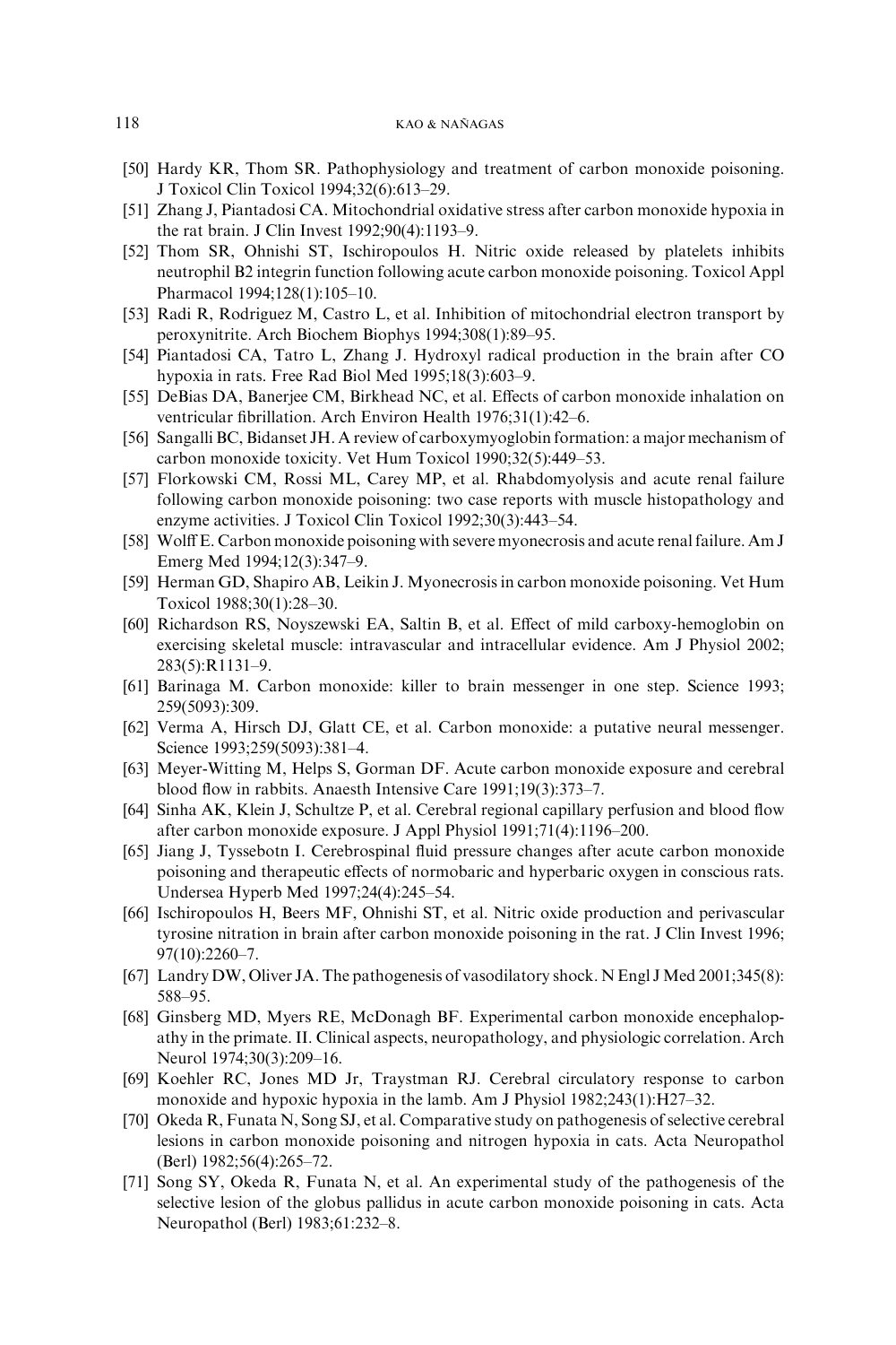[50] Hardy KR, Thom SR. Pathophysiology and treatment of carbon monoxide poisoning. J Toxicol Clin Toxicol 1994;32(6):613–29.

[51] Zhang J, Piantadosi CA. Mitochondrial oxidative stress after carbon monoxide hypoxia in the rat brain. J Clin Invest 1992;90(4):1193–9.

[52] Thom SR, Ohnishi ST, Ischiropoulos H. Nitric oxide released by platelets inhibits neutrophil B2 integrin function following acute carbon monoxide poisoning. Toxicol Appl Pharmacol 1994;128(1):105–10.

[53] Radi R, Rodriguez M, Castro L, et al. Inhibition of mitochondrial electron transport by peroxynitrite. Arch Biochem Biophys 1994;308(1):89–95.

[54] Piantadosi CA, Tatro L, Zhang J. Hydroxyl radical production in the brain after CO hypoxia in rats. Free Rad Biol Med 1995;18(3):603–9.

[55] DeBias DA, Banerjee CM, Birkhead NC, et al. Effects of carbon monoxide inhalation on ventricular fibrillation. Arch Environ Health 1976;31(1):42–6.

[56] Sangalli BC, Bidanset JH. A review of carboxymyoglobin formation: a major mechanism of carbon monoxide toxicity. Vet Hum Toxicol 1990;32(5):449–53.

[57] Florkowski CM, Rossi ML, Carey MP, et al. Rhabdomyolysis and acute renal failure following carbon monoxide poisoning: two case reports with muscle histopathology and enzyme activities. J Toxicol Clin Toxicol 1992;30(3):443–54.

[58] Wolff E. Carbon monoxide poisoning with severe myonecrosis and acute renal failure. Am J Emerg Med 1994;12(3):347–9.

[59] Herman GD, Shapiro AB, Leikin J. Myonecrosis in carbon monoxide poisoning. Vet Hum Toxicol 1988;30(1):28–30.

[60] Richardson RS, Noyszewski EA, Saltin B, et al. Effect of mild carboxy-hemoglobin on exercising skeletal muscle: intravascular and intracellular evidence. Am J Physiol 2002; 283(5):R1131–9.

[61] Barinaga M. Carbon monoxide: killer to brain messenger in one step. Science 1993; 259(5093):309.

[62] Verma A, Hirsch DJ, Glatt CE, et al. Carbon monoxide: a putative neural messenger. Science 1993;259(5093):381–4.

[63] Meyer-Witting M, Helps S, Gorman DF. Acute carbon monoxide exposure and cerebral blood flow in rabbits. Anaesth Intensive Care 1991;19(3):373–7.

[64] Sinha AK, Klein J, Schultze P, et al. Cerebral regional capillary perfusion and blood flow after carbon monoxide exposure. J Appl Physiol 1991;71(4):1196–200.

[65] Jiang J, Tyssebotn I. Cerebrospinal fluid pressure changes after acute carbon monoxide poisoning and therapeutic effects of normobaric and hyperbaric oxygen in conscious rats. Undersea Hyperb Med 1997;24(4):245–54.

[66] Ischiropoulos H, Beers MF, Ohnishi ST, et al. Nitric oxide production and perivascular tyrosine nitration in brain after carbon monoxide poisoning in the rat. J Clin Invest 1996; 97(10):2260–7.

[67] Landry DW, Oliver JA. The pathogenesis of vasodilatory shock. N Engl J Med 2001;345(8): 588–95.

[68] Ginsberg MD, Myers RE, McDonagh BF. Experimental carbon monoxide encephalopathy in the primate. II. Clinical aspects, neuropathology, and physiologic correlation. Arch Neurol 1974;30(3):209–16.

[69] Koehler RC, Jones MD Jr, Traystman RJ. Cerebral circulatory response to carbon monoxide and hypoxic hypoxia in the lamb. Am J Physiol 1982;243(1):H27–32.

[70] Okeda R, Funata N, Song SJ, et al. Comparative study on pathogenesis of selective cerebral lesions in carbon monoxide poisoning and nitrogen hypoxia in cats. Acta Neuropathol (Berl) 1982;56(4):265–72.

[71] Song SY, Okeda R, Funata N, et al. An experimental study of the pathogenesis of the selective lesion of the globus pallidus in acute carbon monoxide poisoning in cats. Acta Neuropathol (Berl) 1983;61:232–8.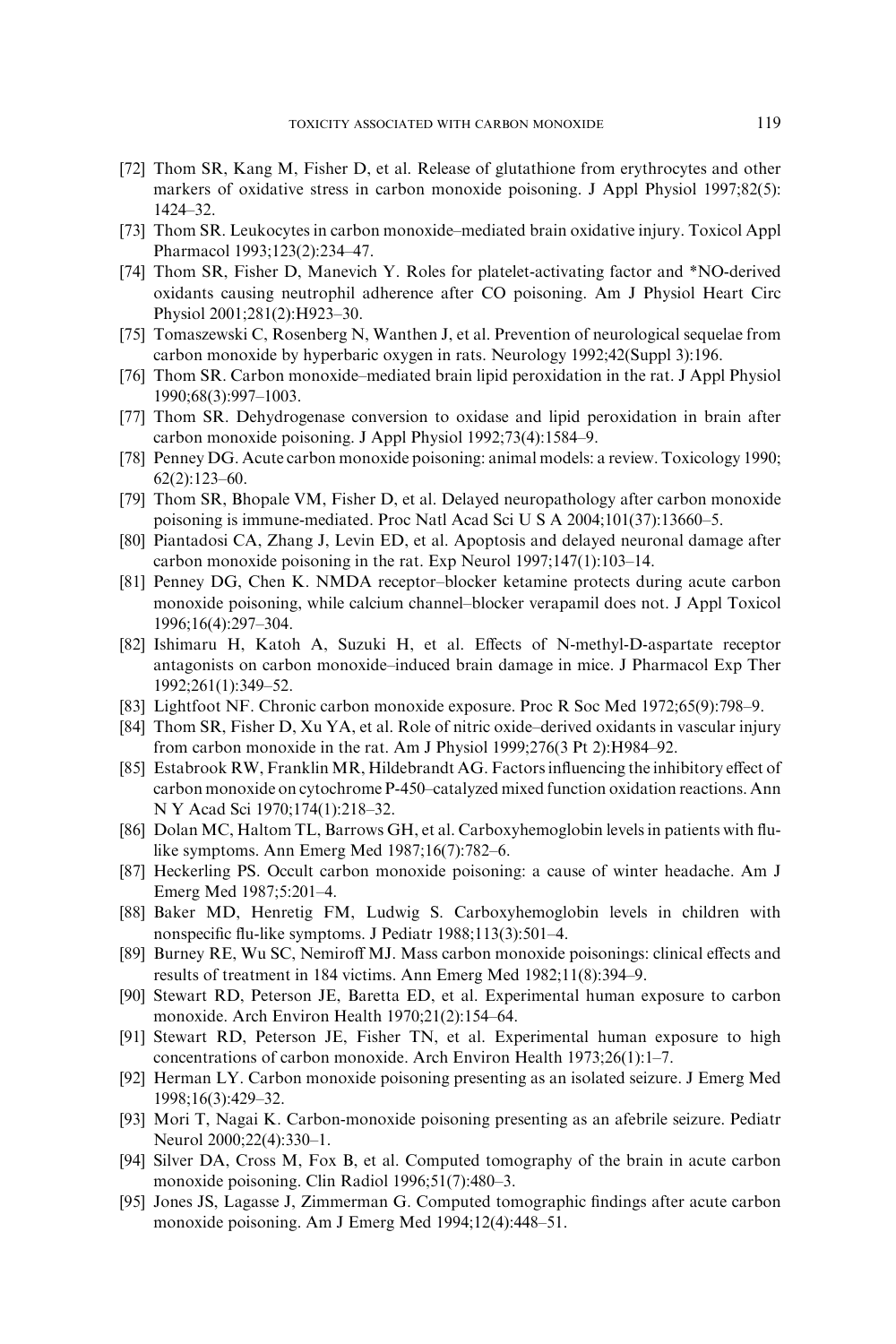[72] Thom SR, Kang M, Fisher D, et al. Release of glutathione from erythrocytes and other markers of oxidative stress in carbon monoxide poisoning. J Appl Physiol 1997;82(5): 1424–32.

[73] Thom SR. Leukocytes in carbon monoxide–mediated brain oxidative injury. Toxicol Appl Pharmacol 1993;123(2):234–47.

[74] Thom SR, Fisher D, Manevich Y. Roles for platelet-activating factor and *NO-derived oxidants causing neutrophil adherence after CO poisoning. Am J Physiol Heart Circ Physiol 2001;281(2):H923–30.

[75] Tomaszewski C, Rosenberg N, Wanthen J, et al. Prevention of neurological sequelae from carbon monoxide by hyperbaric oxygen in rats. Neurology 1992;42(Suppl 3):196.

[76] Thom SR. Carbon monoxide–mediated brain lipid peroxidation in the rat. J Appl Physiol 1990;68(3):997–1003.

[77] Thom SR. Dehydrogenase conversion to oxidase and lipid peroxidation in brain after carbon monoxide poisoning. J Appl Physiol 1992;73(4):1584–9.

[78] Penney DG. Acute carbon monoxide poisoning: animal models: a review. Toxicology 1990; 62(2):123–60.

[79] Thom SR, Bhopale VM, Fisher D, et al. Delayed neuropathology after carbon monoxide poisoning is immune-mediated. Proc Natl Acad Sci U S A 2004;101(37):13660–5.

[80] Piantadosi CA, Zhang J, Levin ED, et al. Apoptosis and delayed neuronal damage after carbon monoxide poisoning in the rat. Exp Neurol 1997;147(1):103–14.

[81] Penney DG, Chen K. NMDA receptor–blocker ketamine protects during acute carbon monoxide poisoning, while calcium channel–blocker verapamil does not. J Appl Toxicol 1996;16(4):297–304.

[82] Ishimaru H, Katoh A, Suzuki H, et al. Effects of N-methyl-D-aspartate receptor antagonists on carbon monoxide–induced brain damage in mice. J Pharmacol Exp Ther 1992;261(1):349–52.

[83] Lightfoot NF. Chronic carbon monoxide exposure. Proc R Soc Med 1972;65(9):798–9.

[84] Thom SR, Fisher D, Xu YA, et al. Role of nitric oxide–derived oxidants in vascular injury from carbon monoxide in the rat. Am J Physiol 1999;276(3 Pt 2):H984–92.

[85] Estabrook RW, Franklin MR, Hildebrandt AG. Factors influencing the inhibitory effect of carbon monoxide on cytochrome P-450–catalyzed mixed function oxidation reactions. Ann N Y Acad Sci 1970;174(1):218–32.

[86] Dolan MC, Haltom TL, Barrows GH, et al. Carboxyhemoglobin levels in patients with flu-like symptoms. Ann Emerg Med 1987;16(7):782–6.

[87] Heckerling PS. Occult carbon monoxide poisoning: a cause of winter headache. Am J Emerg Med 1987;5:201–4.

[88] Baker MD, Henretig FM, Ludwig S. Carboxyhemoglobin levels in children with nonspecific flu-like symptoms. J Pediatr 1988;113(3):501–4.

[89] Burney RE, Wu SC, Nemiroff MJ. Mass carbon monoxide poisonings: clinical effects and results of treatment in 184 victims. Ann Emerg Med 1982;11(8):394–9.

[90] Stewart RD, Peterson JE, Baretta ED, et al. Experimental human exposure to carbon monoxide. Arch Environ Health 1970;21(2):154–64.

[91] Stewart RD, Peterson JE, Fisher TN, et al. Experimental human exposure to high concentrations of carbon monoxide. Arch Environ Health 1973;26(1):1–7.

[92] Herman LY. Carbon monoxide poisoning presenting as an isolated seizure. J Emerg Med 1998;16(3):429–32.

[93] Mori T, Nagai K. Carbon-monoxide poisoning presenting as an afebrile seizure. Pediatr Neurol 2000;22(4):330–1.

[94] Silver DA, Cross M, Fox B, et al. Computed tomography of the brain in acute carbon monoxide poisoning. Clin Radiol 1996;51(7):480–3.

[95] Jones JS, Lagasse J, Zimmerman G. Computed tomographic findings after acute carbon monoxide poisoning. Am J Emerg Med 1994;12(4):448–51.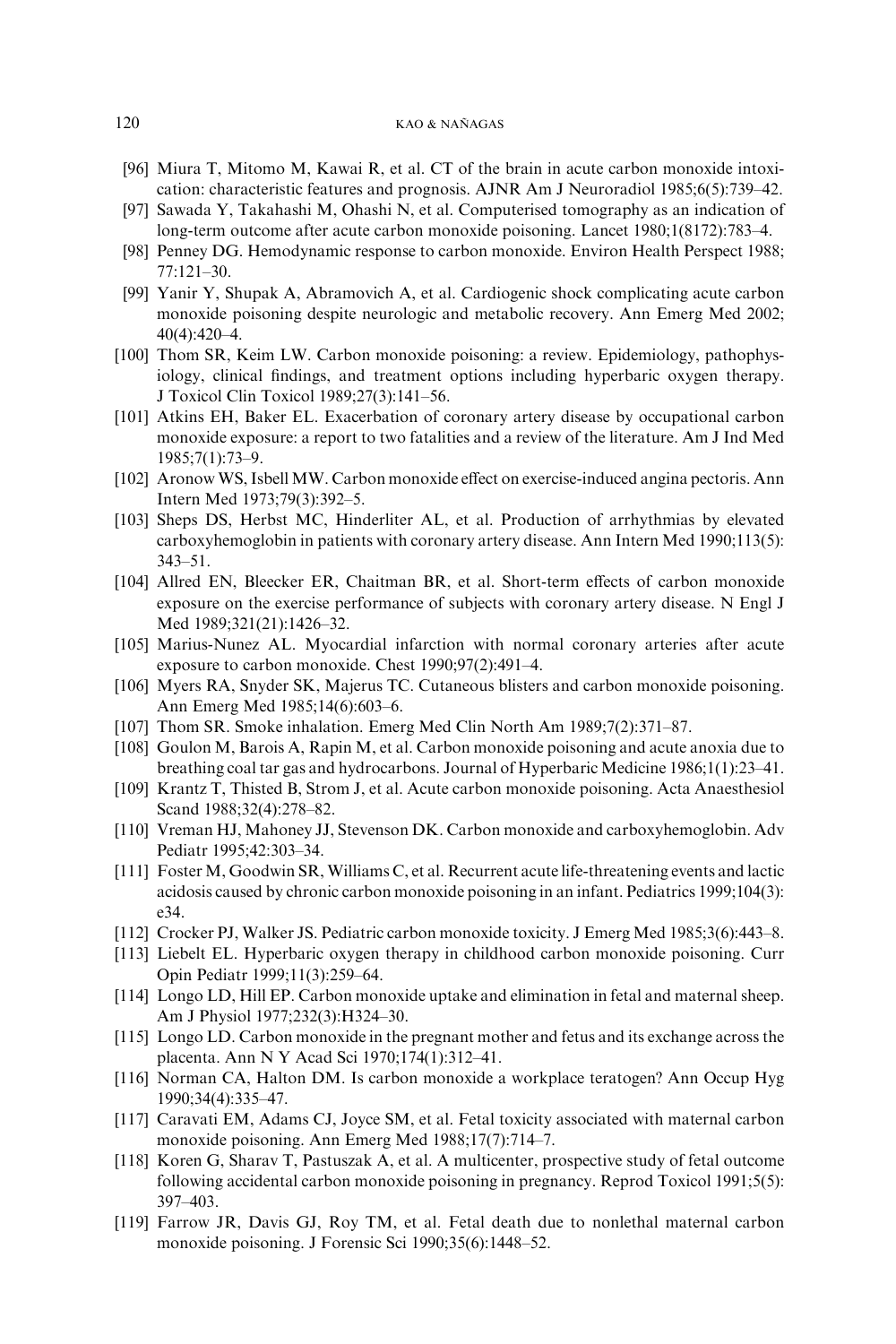[96] Miura T, Mitomo M, Kawai R, et al. CT of the brain in acute carbon monoxide intoxication: characteristic features and prognosis. AJNR Am J Neuroradiol 1985;6(5):739–42.

[97] Sawada Y, Takahashi M, Ohashi N, et al. Computerised tomography as an indication of long-term outcome after acute carbon monoxide poisoning. Lancet 1980;1(8172):783–4.

[98] Penney DG. Hemodynamic response to carbon monoxide. Environ Health Perspect 1988; 77:121–30.

[99] Yanir Y, Shupak A, Abramovich A, et al. Cardiogenic shock complicating acute carbon monoxide poisoning despite neurologic and metabolic recovery. Ann Emerg Med 2002; 40(4):420–4.

[100] Thom SR, Keim LW. Carbon monoxide poisoning: a review. Epidemiology, pathophysiology, clinical findings, and treatment options including hyperbaric oxygen therapy. J Toxicol Clin Toxicol 1989;27(3):141–56.

[101] Atkins EH, Baker EL. Exacerbation of coronary artery disease by occupational carbon monoxide exposure: a report to two fatalities and a review of the literature. Am J Ind Med 1985;7(1):73–9.

[102] Aronow WS, Isbell MW. Carbon monoxide effect on exercise-induced angina pectoris. Ann Intern Med 1973;79(3):392–5.

[103] Sheps DS, Herbst MC, Hinderliter AL, et al. Production of arrhythmias by elevated carboxyhemoglobin in patients with coronary artery disease. Ann Intern Med 1990;113(5): 343–51.

[104] Allred EN, Bleecker ER, Chaitman BR, et al. Short-term effects of carbon monoxide exposure on the exercise performance of subjects with coronary artery disease. N Engl J Med 1989;321(21):1426–32.

[105] Marius-Nunez AL. Myocardial infarction with normal coronary arteries after acute exposure to carbon monoxide. Chest 1990;97(2):491–4.

[106] Myers RA, Snyder SK, Majerus TC. Cutaneous blisters and carbon monoxide poisoning. Ann Emerg Med 1985;14(6):603–6.

[107] Thom SR. Smoke inhalation. Emerg Med Clin North Am 1989;7(2):371–87.

[108] Goulon M, Barois A, Rapin M, et al. Carbon monoxide poisoning and acute anoxia due to breathing coal tar gas and hydrocarbons. Journal of Hyperbaric Medicine 1986;1(1):23–41.

[109] Krantz T, Thisted B, Strom J, et al. Acute carbon monoxide poisoning. Acta Anaesthesiol Scand 1988;32(4):278–82.

[110] Vreman HJ, Mahoney JJ, Stevenson DK. Carbon monoxide and carboxyhemoglobin. Adv Pediatr 1995;42:303–34.

[111] Foster M, Goodwin SR, Williams C, et al. Recurrent acute life-threatening events and lactic acidosis caused by chronic carbon monoxide poisoning in an infant. Pediatrics 1999;104(3): e34.

[112] Crocker PJ, Walker JS. Pediatric carbon monoxide toxicity. J Emerg Med 1985;3(6):443–8.

[113] Liebelt EL. Hyperbaric oxygen therapy in childhood carbon monoxide poisoning. Curr Opin Pediatr 1999;11(3):259–64.

[114] Longo LD, Hill EP. Carbon monoxide uptake and elimination in fetal and maternal sheep. Am J Physiol 1977;232(3):H324–30.

[115] Longo LD. Carbon monoxide in the pregnant mother and fetus and its exchange across the placenta. Ann N Y Acad Sci 1970;174(1):312–41.

[116] Norman CA, Halton DM. Is carbon monoxide a workplace teratogen? Ann Occup Hyg 1990;34(4):335–47.

[117] Caravati EM, Adams CJ, Joyce SM, et al. Fetal toxicity associated with maternal carbon monoxide poisoning. Ann Emerg Med 1988;17(7):714–7.

[118] Koren G, Sharav T, Pastuszak A, et al. A multicenter, prospective study of fetal outcome following accidental carbon monoxide poisoning in pregnancy. Reprod Toxicol 1991;5(5): 397–403.

[119] Farrow JR, Davis GJ, Roy TM, et al. Fetal death due to nonlethal maternal carbon monoxide poisoning. J Forensic Sci 1990;35(6):1448–52.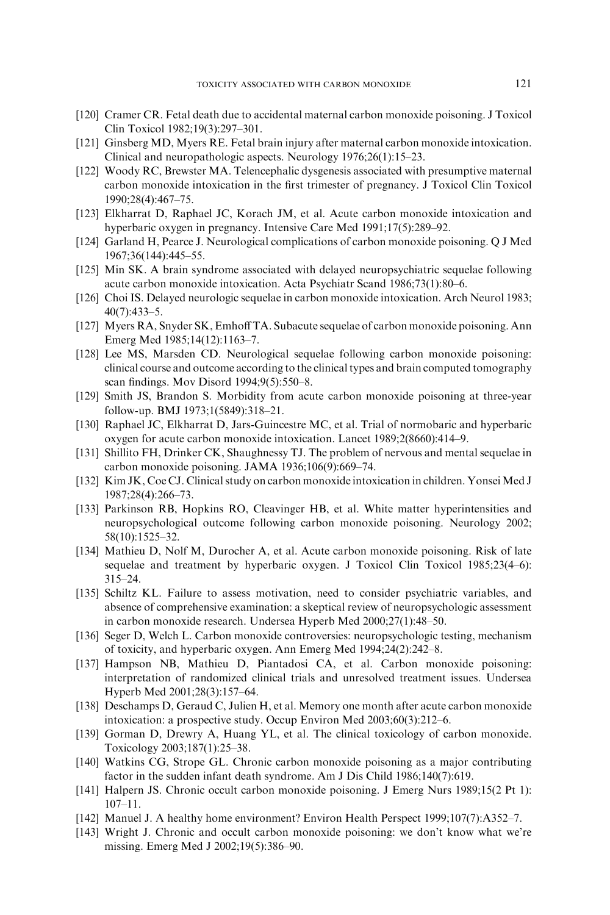[120] Cramer CR. Fetal death due to accidental maternal carbon monoxide poisoning. J Toxicol Clin Toxicol 1982;19(3):297–301.

[121] Ginsberg MD, Myers RE. Fetal brain injury after maternal carbon monoxide intoxication. Clinical and neuropathologic aspects. Neurology 1976;26(1):15–23.

[122] Woody RC, Brewster MA. Telencephalic dysgenesis associated with presumptive maternal carbon monoxide intoxication in the first trimester of pregnancy. J Toxicol Clin Toxicol 1990;28(4):467–75.

[123] Elkharrat D, Raphael JC, Korach JM, et al. Acute carbon monoxide intoxication and hyperbaric oxygen in pregnancy. Intensive Care Med 1991;17(5):289–92.

[124] Garland H, Pearce J. Neurological complications of carbon monoxide poisoning. Q J Med 1967;36(144):445–55.

[125] Min SK. A brain syndrome associated with delayed neuropsychiatric sequelae following acute carbon monoxide intoxication. Acta Psychiatr Scand 1986;73(1):80–6.

[126] Choi IS. Delayed neurologic sequelae in carbon monoxide intoxication. Arch Neurol 1983; 40(7):433–5.

[127] Myers RA, Snyder SK, Emhoff TA. Subacute sequelae of carbon monoxide poisoning. Ann Emerg Med 1985;14(12):1163–7.

[128] Lee MS, Marsden CD. Neurological sequelae following carbon monoxide poisoning: clinical course and outcome according to the clinical types and brain computed tomography scan findings. Mov Disord 1994;9(5):550–8.

[129] Smith JS, Brandon S. Morbidity from acute carbon monoxide poisoning at three-year follow-up. BMJ 1973;1(5849):318–21.

[130] Raphael JC, Elkharrat D, Jars-Guincestre MC, et al. Trial of normobaric and hyperbaric oxygen for acute carbon monoxide intoxication. Lancet 1989;2(8660):414–9.

[131] Shillito FH, Drinker CK, Shaughnessy TJ. The problem of nervous and mental sequelae in carbon monoxide poisoning. JAMA 1936;106(9):669–74.

[132] Kim JK, Coe CJ. Clinical study on carbon monoxide intoxication in children. Yonsei Med J 1987;28(4):266–73.

[133] Parkinson RB, Hopkins RO, Cleavinger HB, et al. White matter hyperintensities and neuropsychological outcome following carbon monoxide poisoning. Neurology 2002; 58(10):1525–32.

[134] Mathieu D, Nolf M, Durocher A, et al. Acute carbon monoxide poisoning. Risk of late sequelae and treatment by hyperbaric oxygen. J Toxicol Clin Toxicol 1985;23(4–6): 315–24.

[135] Schiltz KL. Failure to assess motivation, need to consider psychiatric variables, and absence of comprehensive examination: a skeptical review of neuropsychologic assessment in carbon monoxide research. Undersea Hyperb Med 2000;27(1):48–50.

[136] Seger D, Welch L. Carbon monoxide controversies: neuropsychologic testing, mechanism of toxicity, and hyperbaric oxygen. Ann Emerg Med 1994;24(2):242–8.

[137] Hampson NB, Mathieu D, Piantadosi CA, et al. Carbon monoxide poisoning: interpretation of randomized clinical trials and unresolved treatment issues. Undersea Hyperb Med 2001;28(3):157–64.

[138] Deschamps D, Geraud C, Julien H, et al. Memory one month after acute carbon monoxide intoxication: a prospective study. Occup Environ Med 2003;60(3):212–6.

[139] Gorman D, Drewry A, Huang YL, et al. The clinical toxicology of carbon monoxide. Toxicology 2003;187(1):25–38.

[140] Watkins CG, Strope GL. Chronic carbon monoxide poisoning as a major contributing factor in the sudden infant death syndrome. Am J Dis Child 1986;140(7):619.

[141] Halpern JS. Chronic occult carbon monoxide poisoning. J Emerg Nurs 1989;15(2 Pt 1): 107–11.

[142] Manuel J. A healthy home environment? Environ Health Perspect 1999;107(7):A352–7.

[143] Wright J. Chronic and occult carbon monoxide poisoning: we don't know what we're missing. Emerg Med J 2002;19(5):386–90.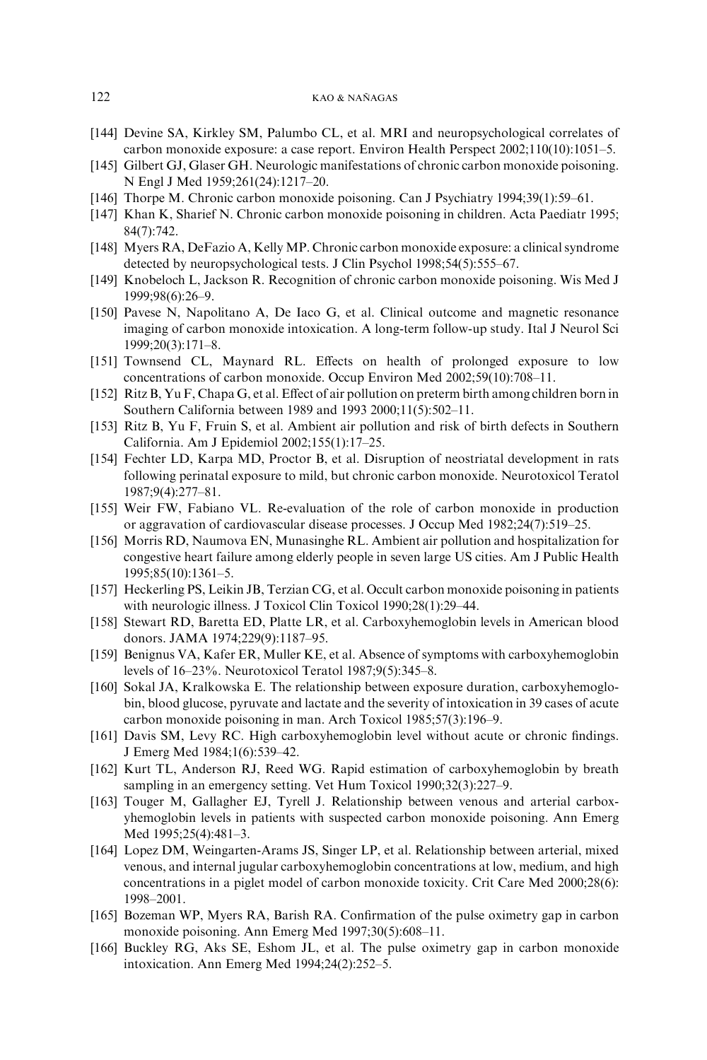[144] Devine SA, Kirkley SM, Palumbo CL, et al. MRI and neuropsychological correlates of carbon monoxide exposure: a case report. Environ Health Perspect 2002;110(10):1051–5.

[145] Gilbert GJ, Glaser GH. Neurologic manifestations of chronic carbon monoxide poisoning. N Engl J Med 1959;261(24):1217–20.

[146] Thorpe M. Chronic carbon monoxide poisoning. Can J Psychiatry 1994;39(1):59–61.

[147] Khan K, Sharief N. Chronic carbon monoxide poisoning in children. Acta Paediatr 1995; 84(7):742.

[148] Myers RA, DeFazio A, Kelly MP. Chronic carbon monoxide exposure: a clinical syndrome detected by neuropsychological tests. J Clin Psychol 1998;54(5):555–67.

[149] Knobeloch L, Jackson R. Recognition of chronic carbon monoxide poisoning. Wis Med J 1999;98(6):26–9.

[150] Pavese N, Napolitano A, De Iaco G, et al. Clinical outcome and magnetic resonance imaging of carbon monoxide intoxication. A long-term follow-up study. Ital J Neurol Sci 1999;20(3):171–8.

[151] Townsend CL, Maynard RL. Effects on health of prolonged exposure to low concentrations of carbon monoxide. Occup Environ Med 2002;59(10):708–11.

[152] Ritz B, Yu F, Chapa G, et al. Effect of air pollution on preterm birth among children born in Southern California between 1989 and 1993 2000;11(5):502–11.

[153] Ritz B, Yu F, Fruin S, et al. Ambient air pollution and risk of birth defects in Southern California. Am J Epidemiol 2002;155(1):17–25.

[154] Fechter LD, Karpa MD, Proctor B, et al. Disruption of neostriatal development in rats following perinatal exposure to mild, but chronic carbon monoxide. Neurotoxicol Teratol 1987;9(4):277–81.

[155] Weir FW, Fabiano VL. Re-evaluation of the role of carbon monoxide in production or aggravation of cardiovascular disease processes. J Occup Med 1982;24(7):519–25.

[156] Morris RD, Naumova EN, Munasinghe RL. Ambient air pollution and hospitalization for congestive heart failure among elderly people in seven large US cities. Am J Public Health 1995;85(10):1361–5.

[157] Heckerling PS, Leikin JB, Terzian CG, et al. Occult carbon monoxide poisoning in patients with neurologic illness. J Toxicol Clin Toxicol 1990;28(1):29–44.

[158] Stewart RD, Baretta ED, Platte LR, et al. Carboxyhemoglobin levels in American blood donors. JAMA 1974;229(9):1187–95.

[159] Benignus VA, Kafer ER, Muller KE, et al. Absence of symptoms with carboxyhemoglobin levels of 16–23%. Neurotoxicol Teratol 1987;9(5):345–8.

[160] Sokal JA, Kralkowska E. The relationship between exposure duration, carboxyhemoglobin, blood glucose, pyruvate and lactate and the severity of intoxication in 39 cases of acute carbon monoxide poisoning in man. Arch Toxicol 1985;57(3):196–9.

[161] Davis SM, Levy RC. High carboxyhemoglobin level without acute or chronic findings. J Emerg Med 1984;1(6):539–42.

[162] Kurt TL, Anderson RJ, Reed WG. Rapid estimation of carboxyhemoglobin by breath sampling in an emergency setting. Vet Hum Toxicol 1990;32(3):227–9.

[163] Touger M, Gallagher EJ, Tyrell J. Relationship between venous and arterial carboxyhemoglobin levels in patients with suspected carbon monoxide poisoning. Ann Emerg Med 1995;25(4):481–3.

[164] Lopez DM, Weingarten-Arams JS, Singer LP, et al. Relationship between arterial, mixed venous, and internal jugular carboxyhemoglobin concentrations at low, medium, and high concentrations in a piglet model of carbon monoxide toxicity. Crit Care Med 2000;28(6): 1998–2001.

[165] Bozeman WP, Myers RA, Barish RA. Confirmation of the pulse oximetry gap in carbon monoxide poisoning. Ann Emerg Med 1997;30(5):608–11.

[166] Buckley RG, Aks SE, Eshom JL, et al. The pulse oximetry gap in carbon monoxide intoxication. Ann Emerg Med 1994;24(2):252–5.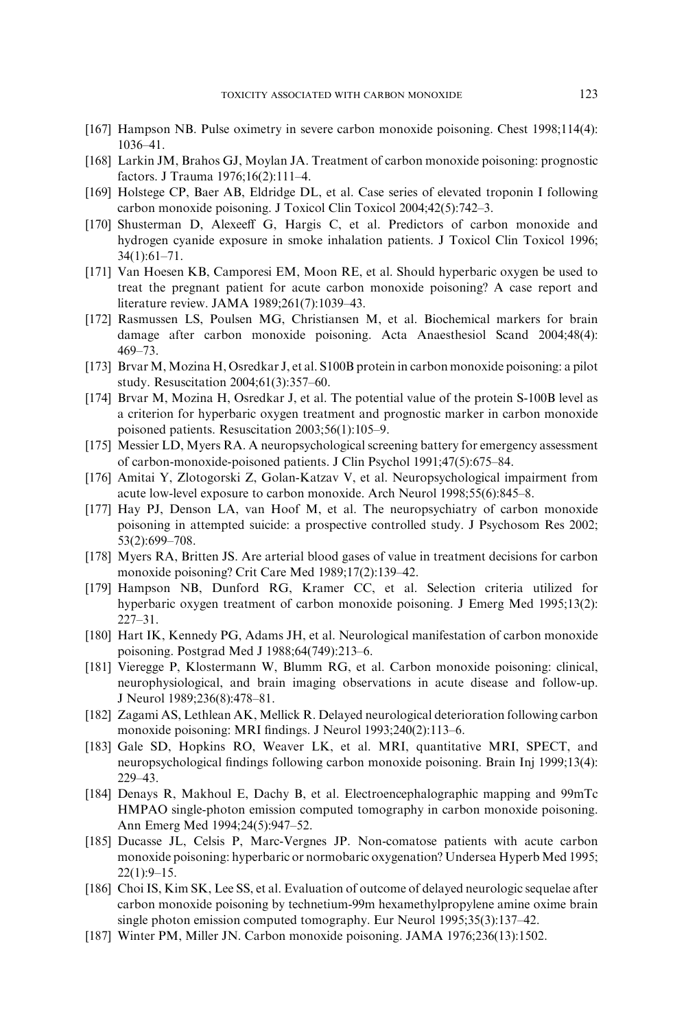[167] Hampson NB. Pulse oximetry in severe carbon monoxide poisoning. Chest 1998;114(4): 1036–41.

[168] Larkin JM, Brahos GJ, Moylan JA. Treatment of carbon monoxide poisoning: prognostic factors. J Trauma 1976;16(2):111–4.

[169] Holstege CP, Baer AB, Eldridge DL, et al. Case series of elevated troponin I following carbon monoxide poisoning. J Toxicol Clin Toxicol 2004;42(5):742–3.

[170] Shusterman D, Alexeeff G, Hargis C, et al. Predictors of carbon monoxide and hydrogen cyanide exposure in smoke inhalation patients. J Toxicol Clin Toxicol 1996; 34(1):61–71.

[171] Van Hoesen KB, Camporesi EM, Moon RE, et al. Should hyperbaric oxygen be used to treat the pregnant patient for acute carbon monoxide poisoning? A case report and literature review. JAMA 1989;261(7):1039–43.

[172] Rasmussen LS, Poulsen MG, Christiansen M, et al. Biochemical markers for brain damage after carbon monoxide poisoning. Acta Anaesthesiol Scand 2004;48(4): 469–73.

[173] Brvar M, Mozina H, Osredkar J, et al. S100B protein in carbon monoxide poisoning: a pilot study. Resuscitation 2004;61(3):357–60.

[174] Brvar M, Mozina H, Osredkar J, et al. The potential value of the protein S-100B level as a criterion for hyperbaric oxygen treatment and prognostic marker in carbon monoxide poisoned patients. Resuscitation 2003;56(1):105–9.

[175] Messier LD, Myers RA. A neuropsychological screening battery for emergency assessment of carbon-monoxide-poisoned patients. J Clin Psychol 1991;47(5):675–84.

[176] Amitai Y, Zlotogorski Z, Golan-Katzav V, et al. Neuropsychological impairment from acute low-level exposure to carbon monoxide. Arch Neurol 1998;55(6):845–8.

[177] Hay PJ, Denson LA, van Hoof M, et al. The neuropsychiatry of carbon monoxide poisoning in attempted suicide: a prospective controlled study. J Psychosom Res 2002; 53(2):699–708.

[178] Myers RA, Britten JS. Are arterial blood gases of value in treatment decisions for carbon monoxide poisoning? Crit Care Med 1989;17(2):139–42.

[179] Hampson NB, Dunford RG, Kramer CC, et al. Selection criteria utilized for hyperbaric oxygen treatment of carbon monoxide poisoning. J Emerg Med 1995;13(2): 227–31.

[180] Hart IK, Kennedy PG, Adams JH, et al. Neurological manifestation of carbon monoxide poisoning. Postgrad Med J 1988;64(749):213–6.

[181] Vieregge P, Klostermann W, Blumm RG, et al. Carbon monoxide poisoning: clinical, neurophysiological, and brain imaging observations in acute disease and follow-up. J Neurol 1989;236(8):478–81.

[182] Zagami AS, Lethlean AK, Mellick R. Delayed neurological deterioration following carbon monoxide poisoning: MRI findings. J Neurol 1993;240(2):113–6.

[183] Gale SD, Hopkins RO, Weaver LK, et al. MRI, quantitative MRI, SPECT, and neuropsychological findings following carbon monoxide poisoning. Brain Inj 1999;13(4): 229–43.

[184] Denays R, Makhoul E, Dachy B, et al. Electroencephalographic mapping and 99mTc HMPAO single-photon emission computed tomography in carbon monoxide poisoning. Ann Emerg Med 1994;24(5):947–52.

[185] Ducasse JL, Celsis P, Marc-Vergnes JP. Non-comatose patients with acute carbon monoxide poisoning: hyperbaric or normobaric oxygenation? Undersea Hyperb Med 1995; 22(1):9–15.

[186] Choi IS, Kim SK, Lee SS, et al. Evaluation of outcome of delayed neurologic sequelae after carbon monoxide poisoning by technetium-99m hexamethylpropylene amine oxime brain single photon emission computed tomography. Eur Neurol 1995;35(3):137–42.

[187] Winter PM, Miller JN. Carbon monoxide poisoning. JAMA 1976;236(13):1502.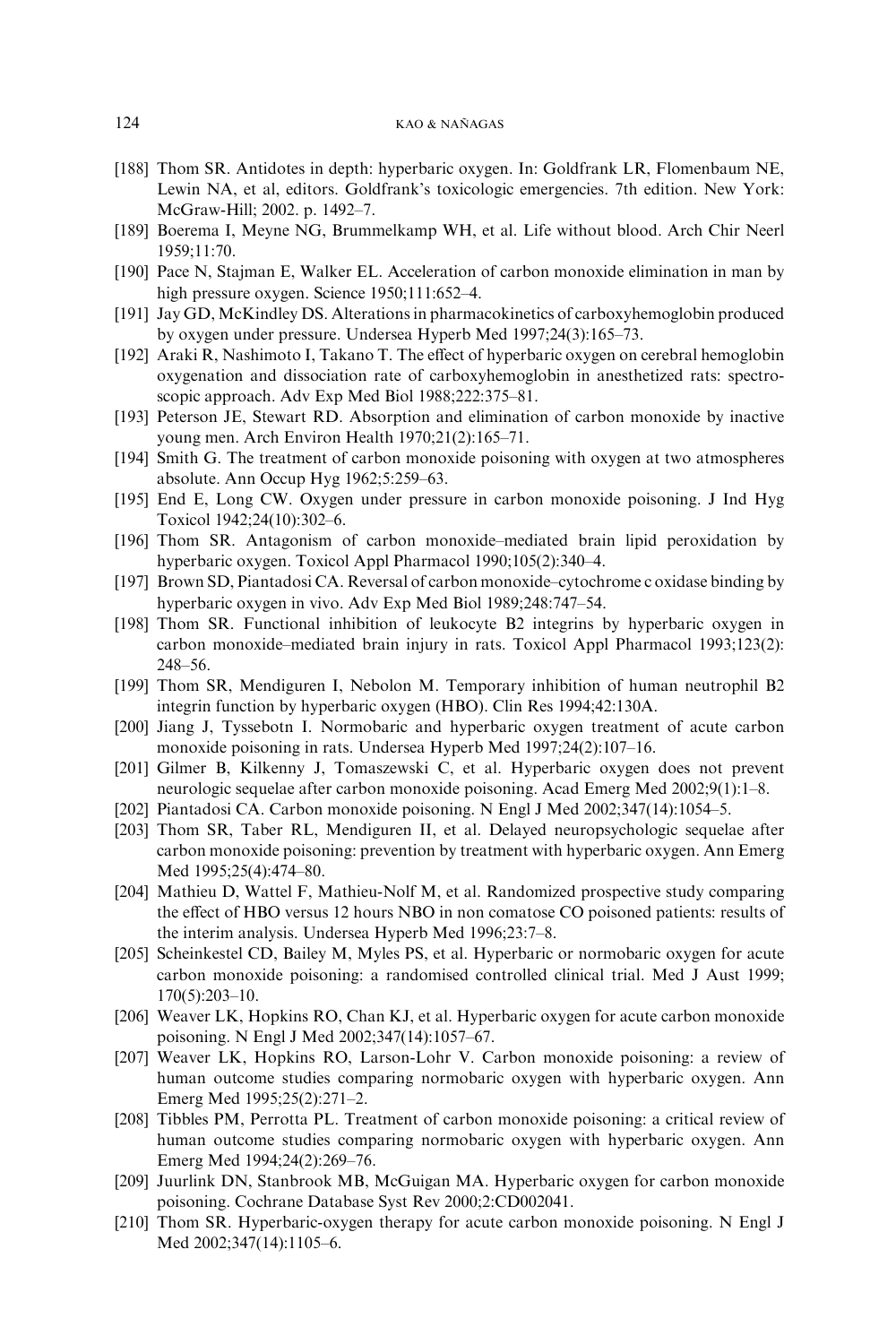[188] Thom SR. Antidotes in depth: hyperbaric oxygen. In: Goldfrank LR, Flomenbaum NE, Lewin NA, et al, editors. Goldfrank's toxicologic emergencies. 7th edition. New York: McGraw-Hill; 2002. p. 1492–7.

[189] Boerema I, Meyne NG, Brummelkamp WH, et al. Life without blood. Arch Chir Neerl 1959;11:70.

[190] Pace N, Stajman E, Walker EL. Acceleration of carbon monoxide elimination in man by high pressure oxygen. Science 1950;111:652–4.

[191] Jay GD, McKindley DS. Alterations in pharmacokinetics of carboxyhemoglobin produced by oxygen under pressure. Undersea Hyperb Med 1997;24(3):165–73.

[192] Araki R, Nashimoto I, Takano T. The effect of hyperbaric oxygen on cerebral hemoglobin oxygenation and dissociation rate of carboxyhemoglobin in anesthetized rats: spectroscopic approach. Adv Exp Med Biol 1988;222:375–81.

[193] Peterson JE, Stewart RD. Absorption and elimination of carbon monoxide by inactive young men. Arch Environ Health 1970;21(2):165–71.

[194] Smith G. The treatment of carbon monoxide poisoning with oxygen at two atmospheres absolute. Ann Occup Hyg 1962;5:259–63.

[195] End E, Long CW. Oxygen under pressure in carbon monoxide poisoning. J Ind Hyg Toxicol 1942;24(10):302–6.

[196] Thom SR. Antagonism of carbon monoxide–mediated brain lipid peroxidation by hyperbaric oxygen. Toxicol Appl Pharmacol 1990;105(2):340–4.

[197] Brown SD, Piantadosi CA. Reversal of carbon monoxide–cytochrome c oxidase binding by hyperbaric oxygen in vivo. Adv Exp Med Biol 1989;248:747–54.

[198] Thom SR. Functional inhibition of leukocyte B2 integrins by hyperbaric oxygen in carbon monoxide–mediated brain injury in rats. Toxicol Appl Pharmacol 1993;123(2): 248–56.

[199] Thom SR, Mendiguren I, Nebolon M. Temporary inhibition of human neutrophil B2 integrin function by hyperbaric oxygen (HBO). Clin Res 1994;42:130A.

[200] Jiang J, Tyssebotn I. Normobaric and hyperbaric oxygen treatment of acute carbon monoxide poisoning in rats. Undersea Hyperb Med 1997;24(2):107–16.

[201] Gilmer B, Kilkenny J, Tomaszewski C, et al. Hyperbaric oxygen does not prevent neurologic sequelae after carbon monoxide poisoning. Acad Emerg Med 2002;9(1):1–8.

[202] Piantadosi CA. Carbon monoxide poisoning. N Engl J Med 2002;347(14):1054–5.

[203] Thom SR, Taber RL, Mendiguren II, et al. Delayed neuropsychologic sequelae after carbon monoxide poisoning: prevention by treatment with hyperbaric oxygen. Ann Emerg Med 1995;25(4):474–80.

[204] Mathieu D, Wattel F, Mathieu-Nolf M, et al. Randomized prospective study comparing the effect of HBO versus 12 hours NBO in non comatose CO poisoned patients: results of the interim analysis. Undersea Hyperb Med 1996;23:7–8.

[205] Scheinkestel CD, Bailey M, Myles PS, et al. Hyperbaric or normobaric oxygen for acute carbon monoxide poisoning: a randomised controlled clinical trial. Med J Aust 1999; 170(5):203–10.

[206] Weaver LK, Hopkins RO, Chan KJ, et al. Hyperbaric oxygen for acute carbon monoxide poisoning. N Engl J Med 2002;347(14):1057–67.

[207] Weaver LK, Hopkins RO, Larson-Lohr V. Carbon monoxide poisoning: a review of human outcome studies comparing normobaric oxygen with hyperbaric oxygen. Ann Emerg Med 1995;25(2):271–2.

[208] Tibbles PM, Perrotta PL. Treatment of carbon monoxide poisoning: a critical review of human outcome studies comparing normobaric oxygen with hyperbaric oxygen. Ann Emerg Med 1994;24(2):269–76.

[209] Juurlink DN, Stanbrook MB, McGuigan MA. Hyperbaric oxygen for carbon monoxide poisoning. Cochrane Database Syst Rev 2000;2:CD002041.

[210] Thom SR. Hyperbaric-oxygen therapy for acute carbon monoxide poisoning. N Engl J Med 2002;347(14):1105–6.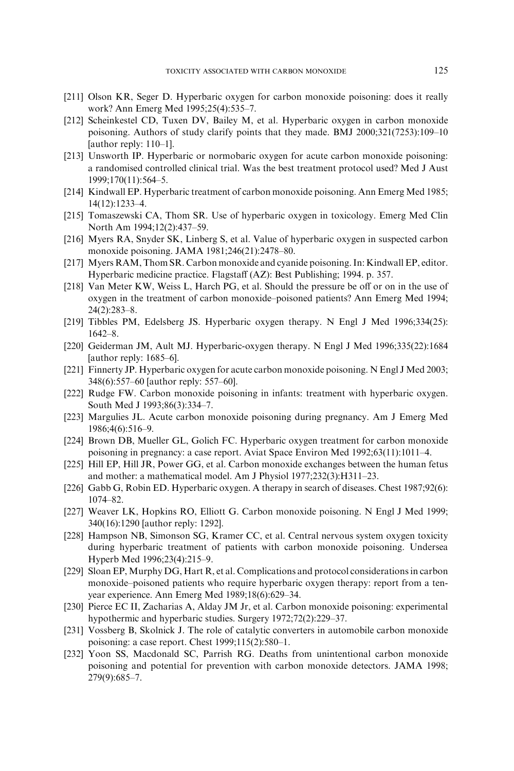[211] Olson KR, Seger D. Hyperbaric oxygen for carbon monoxide poisoning: does it really work? Ann Emerg Med 1995;25(4):535–7.

[212] Scheinkestel CD, Tuxen DV, Bailey M, et al. Hyperbaric oxygen in carbon monoxide poisoning. Authors of study clarify points that they made. BMJ 2000;321(7253):109–10 [author reply: 110–1].

[213] Unsworth IP. Hyperbaric or normobaric oxygen for acute carbon monoxide poisoning: a randomised controlled clinical trial. Was the best treatment protocol used? Med J Aust 1999;170(11):564–5.

[214] Kindwall EP. Hyperbaric treatment of carbon monoxide poisoning. Ann Emerg Med 1985; 14(12):1233–4.

[215] Tomaszewski CA, Thom SR. Use of hyperbaric oxygen in toxicology. Emerg Med Clin North Am 1994;12(2):437–59.

[216] Myers RA, Snyder SK, Linberg S, et al. Value of hyperbaric oxygen in suspected carbon monoxide poisoning. JAMA 1981;246(21):2478–80.

[217] Myers RAM, Thom SR. Carbon monoxide and cyanide poisoning. In: Kindwall EP, editor. Hyperbaric medicine practice. Flagstaff (AZ): Best Publishing; 1994. p. 357.

[218] Van Meter KW, Weiss L, Harch PG, et al. Should the pressure be off or on in the use of oxygen in the treatment of carbon monoxide–poisoned patients? Ann Emerg Med 1994; 24(2):283–8.

[219] Tibbles PM, Edelsberg JS. Hyperbaric oxygen therapy. N Engl J Med 1996;334(25): 1642–8.

[220] Geiderman JM, Ault MJ. Hyperbaric-oxygen therapy. N Engl J Med 1996;335(22):1684 [author reply: 1685–6].

[221] Finnerty JP. Hyperbaric oxygen for acute carbon monoxide poisoning. N Engl J Med 2003; 348(6):557–60 [author reply: 557–60].

[222] Rudge FW. Carbon monoxide poisoning in infants: treatment with hyperbaric oxygen. South Med J 1993;86(3):334–7.

[223] Margulies JL. Acute carbon monoxide poisoning during pregnancy. Am J Emerg Med 1986;4(6):516–9.

[224] Brown DB, Mueller GL, Golich FC. Hyperbaric oxygen treatment for carbon monoxide poisoning in pregnancy: a case report. Aviat Space Environ Med 1992;63(11):1011–4.

[225] Hill EP, Hill JR, Power GG, et al. Carbon monoxide exchanges between the human fetus and mother: a mathematical model. Am J Physiol 1977;232(3):H311–23.

[226] Gabb G, Robin ED. Hyperbaric oxygen. A therapy in search of diseases. Chest 1987;92(6): 1074–82.

[227] Weaver LK, Hopkins RO, Elliott G. Carbon monoxide poisoning. N Engl J Med 1999; 340(16):1290 [author reply: 1292].

[228] Hampson NB, Simonson SG, Kramer CC, et al. Central nervous system oxygen toxicity during hyperbaric treatment of patients with carbon monoxide poisoning. Undersea Hyperb Med 1996;23(4):215–9.

[229] Sloan EP, Murphy DG, Hart R, et al. Complications and protocol considerations in carbon monoxide–poisoned patients who require hyperbaric oxygen therapy: report from a ten-year experience. Ann Emerg Med 1989;18(6):629–34.

[230] Pierce EC II, Zacharias A, Alday JM Jr, et al. Carbon monoxide poisoning: experimental hypothermic and hyperbaric studies. Surgery 1972;72(2):229–37.

[231] Vossberg B, Skolnick J. The role of catalytic converters in automobile carbon monoxide poisoning: a case report. Chest 1999;115(2):580–1.

[232] Yoon SS, Macdonald SC, Parrish RG. Deaths from unintentional carbon monoxide poisoning and potential for prevention with carbon monoxide detectors. JAMA 1998; 279(9):685–7.